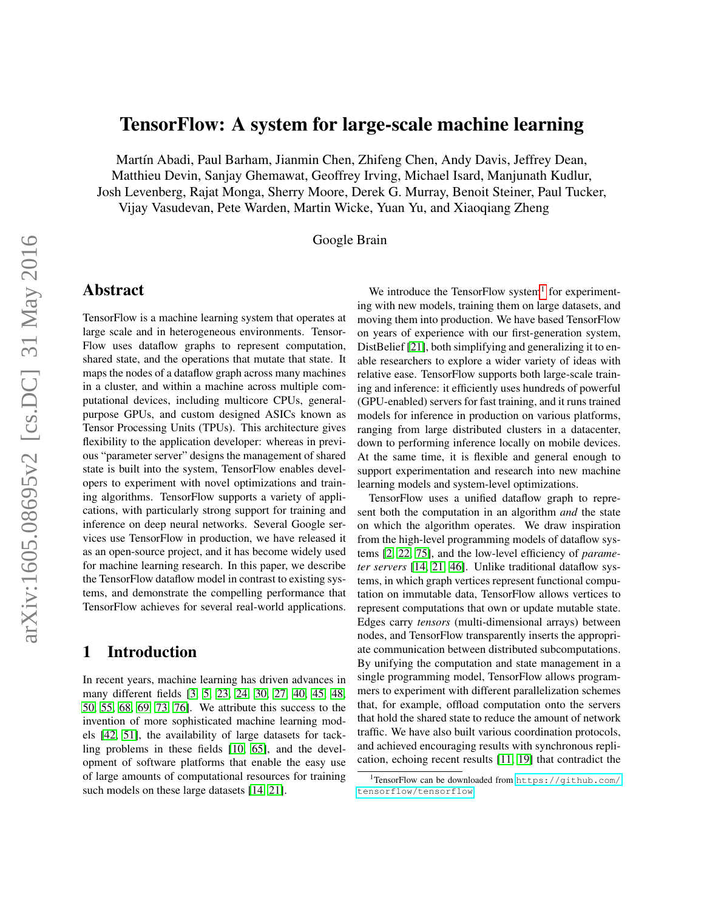# TensorFlow: A system for large-scale machine learning

Martín Abadi, Paul Barham, Jianmin Chen, Zhifeng Chen, Andy Davis, Jeffrey Dean, Matthieu Devin, Sanjay Ghemawat, Geoffrey Irving, Michael Isard, Manjunath Kudlur, Josh Levenberg, Rajat Monga, Sherry Moore, Derek G. Murray, Benoit Steiner, Paul Tucker, Vijay Vasudevan, Pete Warden, Martin Wicke, Yuan Yu, and Xiaoqiang Zheng

Google Brain

## Abstract

TensorFlow is a machine learning system that operates at large scale and in heterogeneous environments. TensorFlow uses dataflow graphs to represent computation, shared state, and the operations that mutate that state. It maps the nodes of a dataflow graph across many machines in a cluster, and within a machine across multiple computational devices, including multicore CPUs, general-purpose GPUs, and custom designed ASICs known as Tensor Processing Units (TPUs). This architecture gives flexibility to the application developer: whereas in previous "parameter server" designs the management of shared state is built into the system, TensorFlow enables developers to experiment with novel optimizations and training algorithms. TensorFlow supports a variety of applications, with particularly strong support for training and inference on deep neural networks. Several Google services use TensorFlow in production, we have released it as an open-source project, and it has become widely used for machine learning research. In this paper, we describe the TensorFlow dataflow model in contrast to existing systems, and demonstrate the compelling performance that TensorFlow achieves for several real-world applications.

## 1 Introduction

In recent years, machine learning has driven advances in many different fields [3, 5, 23, 24, 30, 27, 40, 45, 48, 50, 55, 68, 69, 73, 76]. We attribute this success to the invention of more sophisticated machine learning models [42, 51], the availability of large datasets for tackling problems in these fields [10, 65], and the development of software platforms that enable the easy use of large amounts of computational resources for training such models on these large datasets [14, 21].

We introduce the TensorFlow system[1] for experimenting with new models, training them on large datasets, and moving them into production. We have based TensorFlow on years of experience with our first-generation system, DistBelief [21], both simplifying and generalizing it to enable researchers to explore a wider variety of ideas with relative ease. TensorFlow supports both large-scale training and inference: it efficiently uses hundreds of powerful (GPU-enabled) servers for fast training, and it runs trained models for inference in production on various platforms, ranging from large distributed clusters in a datacenter, down to performing inference locally on mobile devices. At the same time, it is flexible and general enough to support experimentation and research into new machine learning models and system-level optimizations.

TensorFlow uses a unified dataflow graph to represent both the computation in an algorithm *and* the state on which the algorithm operates. We draw inspiration from the high-level programming models of dataflow systems [2, 22, 75], and the low-level efficiency of *parameter servers* [14, 21, 46]. Unlike traditional dataflow systems, in which graph vertices represent functional computation on immutable data, TensorFlow allows vertices to represent computations that own or update mutable state. Edges carry *tensors* (multi-dimensional arrays) between nodes, and TensorFlow transparently inserts the appropriate communication between distributed subcomputations. By unifying the computation and state management in a single programming model, TensorFlow allows programmers to experiment with different parallelization schemes that, for example, offload computation onto the servers that hold the shared state to reduce the amount of network traffic. We have also built various coordination protocols, and achieved encouraging results with synchronous replication, echoing recent results [11, 19] that contradict the

[1] TensorFlow can be downloaded from https://github.com/tensorflow/tensorflow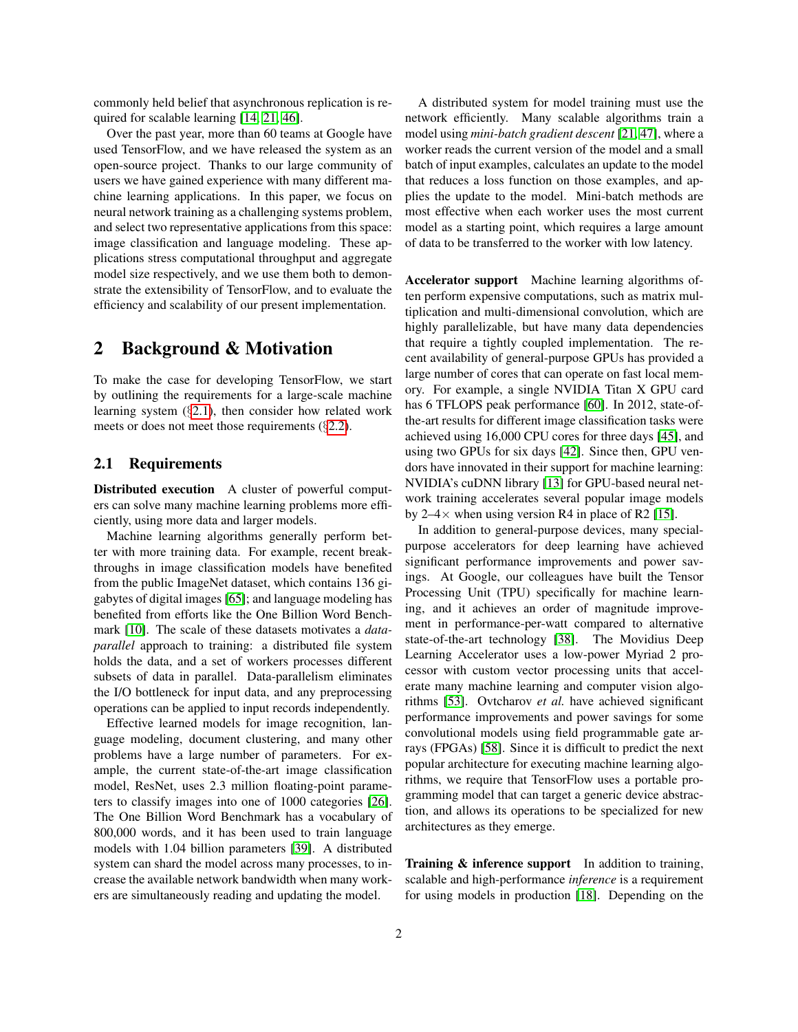commonly held belief that asynchronous replication is required for scalable learning [14, 21, 46].

Over the past year, more than 60 teams at Google have used TensorFlow, and we have released the system as an open-source project. Thanks to our large community of users we have gained experience with many different machine learning applications. In this paper, we focus on neural network training as a challenging systems problem, and select two representative applications from this space: image classification and language modeling. These applications stress computational throughput and aggregate model size respectively, and we use them both to demonstrate the extensibility of TensorFlow, and to evaluate the efficiency and scalability of our present implementation.

## 2 Background & Motivation

To make the case for developing TensorFlow, we start by outlining the requirements for a large-scale machine learning system (§2.1), then consider how related work meets or does not meet those requirements (§2.2).

### 2.1 Requirements

**Distributed execution** A cluster of powerful computers can solve many machine learning problems more efficiently, using more data and larger models.

Machine learning algorithms generally perform better with more training data. For example, recent breakthroughs in image classification models have benefited from the public ImageNet dataset, which contains 136 gigabytes of digital images [65]; and language modeling has benefited from efforts like the One Billion Word Benchmark [10]. The scale of these datasets motivates a *data-parallel* approach to training: a distributed file system holds the data, and a set of workers processes different subsets of data in parallel. Data-parallelism eliminates the I/O bottleneck for input data, and any preprocessing operations can be applied to input records independently.

Effective learned models for image recognition, language modeling, document clustering, and many other problems have a large number of parameters. For example, the current state-of-the-art image classification model, ResNet, uses 2.3 million floating-point parameters to classify images into one of 1000 categories [26]. The One Billion Word Benchmark has a vocabulary of 800,000 words, and it has been used to train language models with 1.04 billion parameters [39]. A distributed system can shard the model across many processes, to increase the available network bandwidth when many workers are simultaneously reading and updating the model.

A distributed system for model training must use the network efficiently. Many scalable algorithms train a model using *mini-batch gradient descent* [21, 47], where a worker reads the current version of the model and a small batch of input examples, calculates an update to the model that reduces a loss function on those examples, and applies the update to the model. Mini-batch methods are most effective when each worker uses the most current model as a starting point, which requires a large amount of data to be transferred to the worker with low latency.

**Accelerator support** Machine learning algorithms often perform expensive computations, such as matrix multiplication and multi-dimensional convolution, which are highly parallelizable, but have many data dependencies that require a tightly coupled implementation. The recent availability of general-purpose GPUs has provided a large number of cores that can operate on fast local memory. For example, a single NVIDIA Titan X GPU card has 6 TFLOPS peak performance [60]. In 2012, state-of-the-art results for different image classification tasks were achieved using 16,000 CPU cores for three days [45], and using two GPUs for six days [42]. Since then, GPU vendors have innovated in their support for machine learning: NVIDIA's cuDNN library [13] for GPU-based neural network training accelerates several popular image models by 2–4$\times$ when using version R4 in place of R2 [15].

In addition to general-purpose devices, many special-purpose accelerators for deep learning have achieved significant performance improvements and power savings. At Google, our colleagues have built the Tensor Processing Unit (TPU) specifically for machine learning, and it achieves an order of magnitude improvement in performance-per-watt compared to alternative state-of-the-art technology [38]. The Movidius Deep Learning Accelerator uses a low-power Myriad 2 processor with custom vector processing units that accelerate many machine learning and computer vision algorithms [53]. Ovtcharov *et al.* have achieved significant performance improvements and power savings for some convolutional models using field programmable gate arrays (FPGAs) [58]. Since it is difficult to predict the next popular architecture for executing machine learning algorithms, we require that TensorFlow uses a portable programming model that can target a generic device abstraction, and allows its operations to be specialized for new architectures as they emerge.

**Training & inference support** In addition to training, scalable and high-performance *inference* is a requirement for using models in production [18]. Depending on the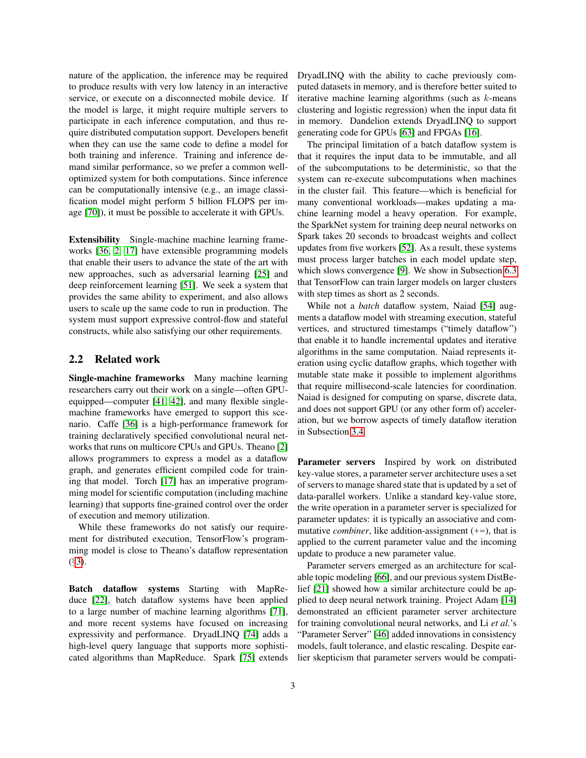nature of the application, the inference may be required to produce results with very low latency in an interactive service, or execute on a disconnected mobile device. If the model is large, it might require multiple servers to participate in each inference computation, and thus require distributed computation support. Developers benefit when they can use the same code to define a model for both training and inference. Training and inference demand similar performance, so we prefer a common well-optimized system for both computations. Since inference can be computationally intensive (e.g., an image classification model might perform 5 billion FLOPS per image [70]), it must be possible to accelerate it with GPUs.

**Extensibility** Single-machine machine learning frameworks [36, 2, 17] have extensible programming models that enable their users to advance the state of the art with new approaches, such as adversarial learning [25] and deep reinforcement learning [51]. We seek a system that provides the same ability to experiment, and also allows users to scale up the same code to run in production. The system must support expressive control-flow and stateful constructs, while also satisfying our other requirements.

## 2.2 Related work

**Single-machine frameworks** Many machine learning researchers carry out their work on a single—often GPU-equipped—computer [41, 42], and many flexible single-machine frameworks have emerged to support this scenario. Caffe [36] is a high-performance framework for training declaratively specified convolutional neural networks that runs on multicore CPUs and GPUs. Theano [2] allows programmers to express a model as a dataflow graph, and generates efficient compiled code for training that model. Torch [17] has an imperative programming model for scientific computation (including machine learning) that supports fine-grained control over the order of execution and memory utilization.

While these frameworks do not satisfy our requirement for distributed execution, TensorFlow's programming model is close to Theano's dataflow representation (§3).

**Batch dataflow systems** Starting with MapReduce [22], batch dataflow systems have been applied to a large number of machine learning algorithms [71], and more recent systems have focused on increasing expressivity and performance. DryadLINQ [74] adds a high-level query language that supports more sophisticated algorithms than MapReduce. Spark [75] extends DryadLINQ with the ability to cache previously computed datasets in memory, and is therefore better suited to iterative machine learning algorithms (such as $k$-means clustering and logistic regression) when the input data fit in memory. Dandelion extends DryadLINQ to support generating code for GPUs [63] and FPGAs [16].

The principal limitation of a batch dataflow system is that it requires the input data to be immutable, and all of the subcomputations to be deterministic, so that the system can re-execute subcomputations when machines in the cluster fail. This feature—which is beneficial for many conventional workloads—makes updating a machine learning model a heavy operation. For example, the SparkNet system for training deep neural networks on Spark takes 20 seconds to broadcast weights and collect updates from five workers [52]. As a result, these systems must process larger batches in each model update step, which slows convergence [9]. We show in Subsection 6.3 that TensorFlow can train larger models on larger clusters with step times as short as 2 seconds.

While not a *batch* dataflow system, Naiad [54] augments a dataflow model with streaming execution, stateful vertices, and structured timestamps ("timely dataflow") that enable it to handle incremental updates and iterative algorithms in the same computation. Naiad represents iteration using cyclic dataflow graphs, which together with mutable state make it possible to implement algorithms that require millisecond-scale latencies for coordination. Naiad is designed for computing on sparse, discrete data, and does not support GPU (or any other form of) acceleration, but we borrow aspects of timely dataflow iteration in Subsection 3.4.

**Parameter servers** Inspired by work on distributed key-value stores, a parameter server architecture uses a set of servers to manage shared state that is updated by a set of data-parallel workers. Unlike a standard key-value store, the write operation in a parameter server is specialized for parameter updates: it is typically an associative and commutative *combiner*, like addition-assignment (+=), that is applied to the current parameter value and the incoming update to produce a new parameter value.

Parameter servers emerged as an architecture for scalable topic modeling [66], and our previous system DistBelief [21] showed how a similar architecture could be applied to deep neural network training. Project Adam [14] demonstrated an efficient parameter server architecture for training convolutional neural networks, and Li *et al.*'s "Parameter Server" [46] added innovations in consistency models, fault tolerance, and elastic rescaling. Despite earlier skepticism that parameter servers would be compati-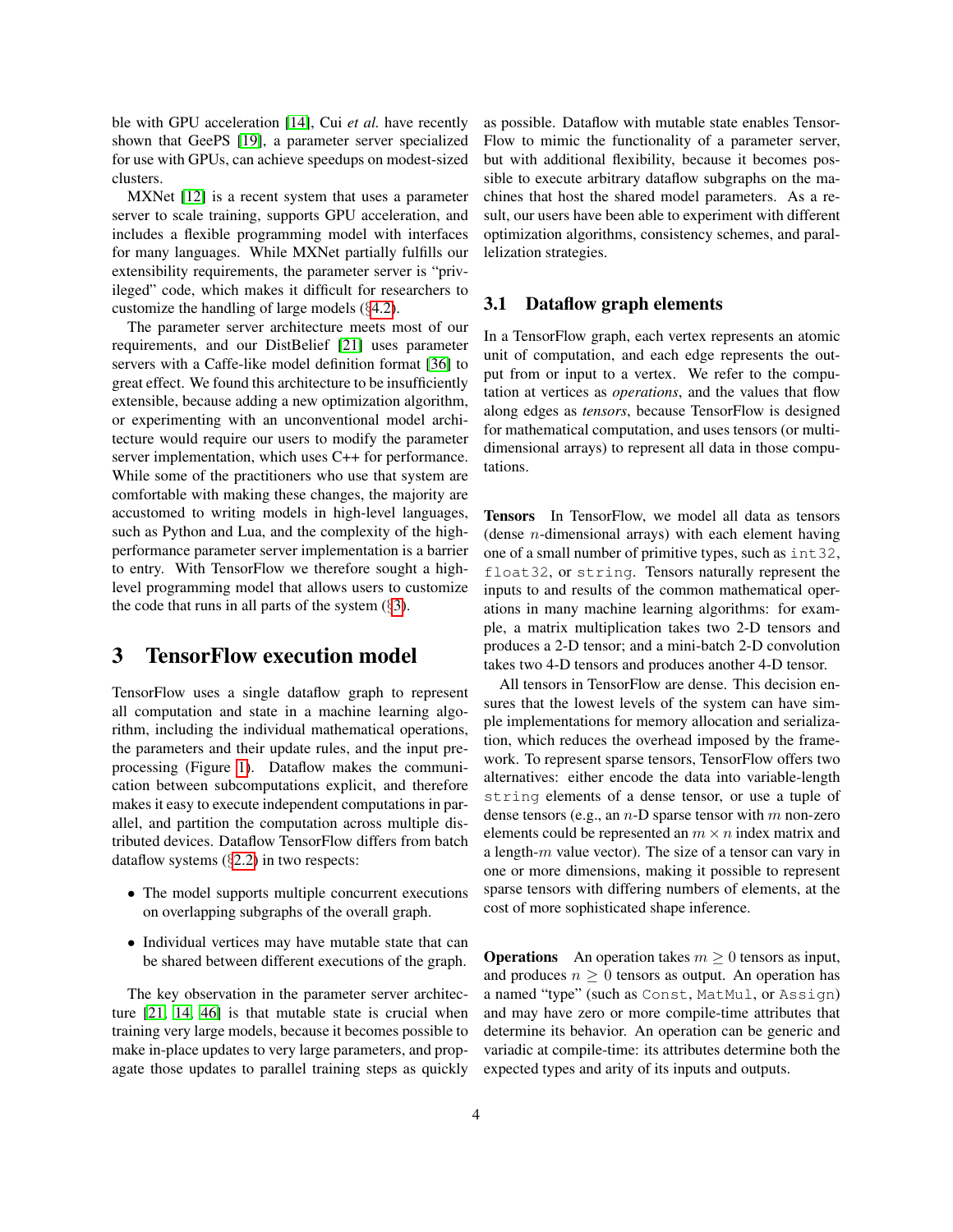ble with GPU acceleration [14], Cui *et al.* have recently shown that GeePS [19], a parameter server specialized for use with GPUs, can achieve speedups on modest-sized clusters.

MXNet [12] is a recent system that uses a parameter server to scale training, supports GPU acceleration, and includes a flexible programming model with interfaces for many languages. While MXNet partially fulfills our extensibility requirements, the parameter server is "privileged" code, which makes it difficult for researchers to customize the handling of large models (§4.2).

The parameter server architecture meets most of our requirements, and our DistBelief [21] uses parameter servers with a Caffe-like model definition format [36] to great effect. We found this architecture to be insufficiently extensible, because adding a new optimization algorithm, or experimenting with an unconventional model architecture would require our users to modify the parameter server implementation, which uses C++ for performance. While some of the practitioners who use that system are comfortable with making these changes, the majority are accustomed to writing models in high-level languages, such as Python and Lua, and the complexity of the high-performance parameter server implementation is a barrier to entry. With TensorFlow we therefore sought a high-level programming model that allows users to customize the code that runs in all parts of the system (§3).

# 3 TensorFlow execution model

TensorFlow uses a single dataflow graph to represent all computation and state in a machine learning algorithm, including the individual mathematical operations, the parameters and their update rules, and the input preprocessing (Figure 1). Dataflow makes the communication between subcomputations explicit, and therefore makes it easy to execute independent computations in parallel, and partition the computation across multiple distributed devices. Dataflow TensorFlow differs from batch dataflow systems (§2.2) in two respects:

- The model supports multiple concurrent executions on overlapping subgraphs of the overall graph.
- Individual vertices may have mutable state that can be shared between different executions of the graph.

The key observation in the parameter server architecture [21, 14, 46] is that mutable state is crucial when training very large models, because it becomes possible to make in-place updates to very large parameters, and propagate those updates to parallel training steps as quickly as possible. Dataflow with mutable state enables TensorFlow to mimic the functionality of a parameter server, but with additional flexibility, because it becomes possible to execute arbitrary dataflow subgraphs on the machines that host the shared model parameters. As a result, our users have been able to experiment with different optimization algorithms, consistency schemes, and parallelization strategies.

## 3.1 Dataflow graph elements

In a TensorFlow graph, each vertex represents an atomic unit of computation, and each edge represents the output from or input to a vertex. We refer to the computation at vertices as *operations*, and the values that flow along edges as *tensors*, because TensorFlow is designed for mathematical computation, and uses tensors (or multi-dimensional arrays) to represent all data in those computations.

**Tensors** In TensorFlow, we model all data as tensors (dense $n$-dimensional arrays) with each element having one of a small number of primitive types, such as `int32`, `float32`, or `string`. Tensors naturally represent the inputs to and results of the common mathematical operations in many machine learning algorithms: for example, a matrix multiplication takes two 2-D tensors and produces a 2-D tensor; and a mini-batch 2-D convolution takes two 4-D tensors and produces another 4-D tensor.

All tensors in TensorFlow are dense. This decision ensures that the lowest levels of the system can have simple implementations for memory allocation and serialization, which reduces the overhead imposed by the framework. To represent sparse tensors, TensorFlow offers two alternatives: either encode the data into variable-length `string` elements of a dense tensor, or use a tuple of dense tensors (e.g., an $n$-D sparse tensor with $m$ non-zero elements could be represented an $m \times n$ index matrix and a length-$m$ value vector). The size of a tensor can vary in one or more dimensions, making it possible to represent sparse tensors with differing numbers of elements, at the cost of more sophisticated shape inference.

**Operations** An operation takes $m \geq 0$ tensors as input, and produces $n \geq 0$ tensors as output. An operation has a named "type" (such as `Const`, `MatMul`, or `Assign`) and may have zero or more compile-time attributes that determine its behavior. An operation can be generic and variadic at compile-time: its attributes determine both the expected types and arity of its inputs and outputs.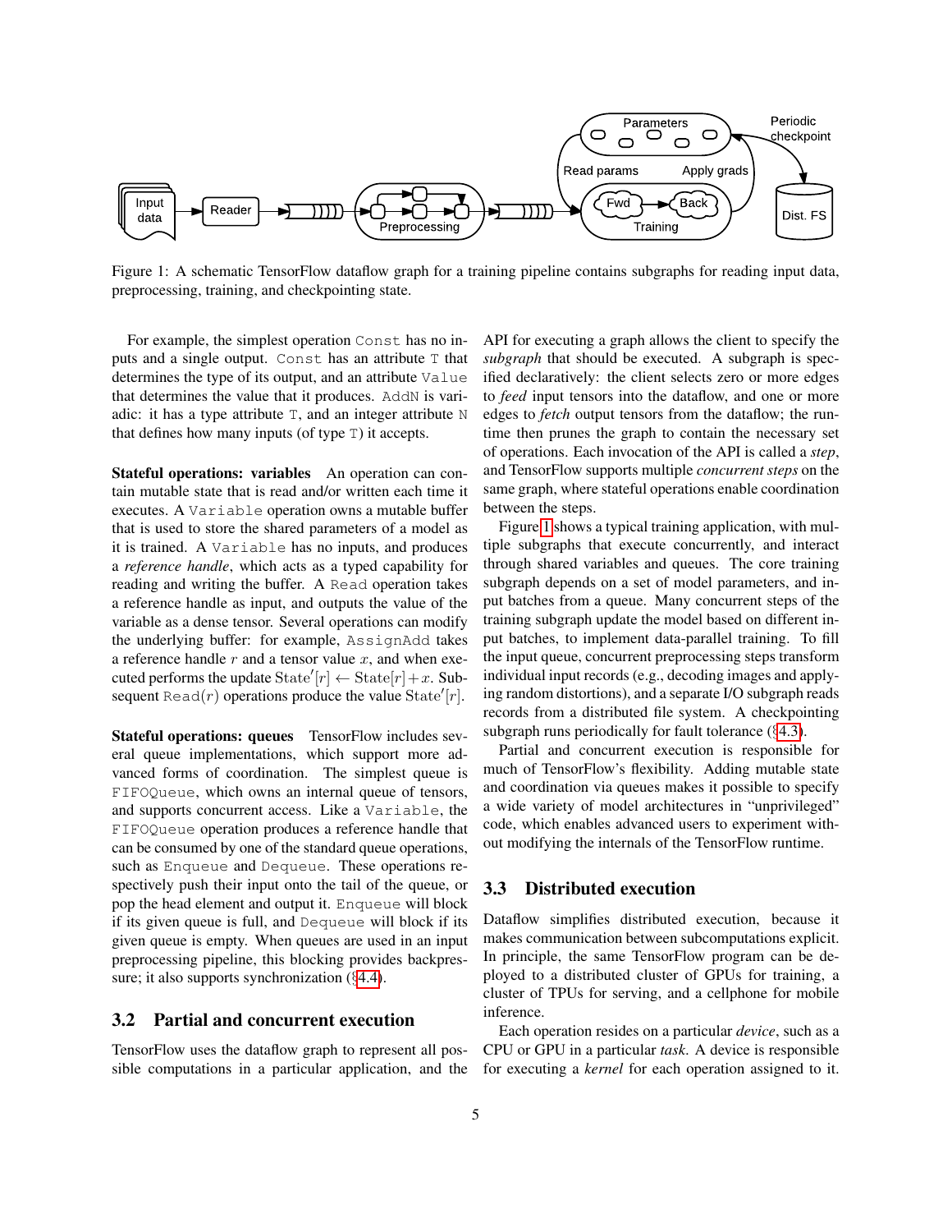Figure 1: A schematic TensorFlow dataflow graph for a training pipeline contains subgraphs for reading input data, preprocessing, training, and checkpointing state.

For example, the simplest operation `Const` has no inputs and a single output. `Const` has an attribute `T` that determines the type of its output, and an attribute `Value` that determines the value that it produces. `AddN` is variadic: it has a type attribute `T`, and an integer attribute `N` that defines how many inputs (of type `T`) it accepts.

**Stateful operations: variables** An operation can contain mutable state that is read and/or written each time it executes. A `Variable` operation owns a mutable buffer that is used to store the shared parameters of a model as it is trained. A `Variable` has no inputs, and produces a *reference handle*, which acts as a typed capability for reading and writing the buffer. A `Read` operation takes a reference handle as input, and outputs the value of the variable as a dense tensor. Several operations can modify the underlying buffer: for example, `AssignAdd` takes a reference handle $r$ and a tensor value $x$, and when executed performs the update $\text{State}'[r] \leftarrow \text{State}[r] + x$. Subsequent `Read`$(r)$ operations produce the value $\text{State}'[r]$.

**Stateful operations: queues** TensorFlow includes several queue implementations, which support more advanced forms of coordination. The simplest queue is `FIFOQueue`, which owns an internal queue of tensors, and supports concurrent access. Like a `Variable`, the `FIFOQueue` operation produces a reference handle that can be consumed by one of the standard queue operations, such as `Enqueue` and `Dequeue`. These operations respectively push their input onto the tail of the queue, or pop the head element and output it. `Enqueue` will block if its given queue is full, and `Dequeue` will block if its given queue is empty. When queues are used in an input preprocessing pipeline, this blocking provides backpressure; it also supports synchronization (§4.4).

## 3.2 Partial and concurrent execution

TensorFlow uses the dataflow graph to represent all possible computations in a particular application, and the API for executing a graph allows the client to specify the *subgraph* that should be executed. A subgraph is specified declaratively: the client selects zero or more edges to *feed* input tensors into the dataflow, and one or more edges to *fetch* output tensors from the dataflow; the runtime then prunes the graph to contain the necessary set of operations. Each invocation of the API is called a *step*, and TensorFlow supports multiple *concurrent steps* on the same graph, where stateful operations enable coordination between the steps.

Figure 1 shows a typical training application, with multiple subgraphs that execute concurrently, and interact through shared variables and queues. The core training subgraph depends on a set of model parameters, and input batches from a queue. Many concurrent steps of the training subgraph update the model based on different input batches, to implement data-parallel training. To fill the input queue, concurrent preprocessing steps transform individual input records (e.g., decoding images and applying random distortions), and a separate I/O subgraph reads records from a distributed file system. A checkpointing subgraph runs periodically for fault tolerance (§4.3).

Partial and concurrent execution is responsible for much of TensorFlow's flexibility. Adding mutable state and coordination via queues makes it possible to specify a wide variety of model architectures in "unprivileged" code, which enables advanced users to experiment without modifying the internals of the TensorFlow runtime.

## 3.3 Distributed execution

Dataflow simplifies distributed execution, because it makes communication between subcomputations explicit. In principle, the same TensorFlow program can be deployed to a distributed cluster of GPUs for training, a cluster of TPUs for serving, and a cellphone for mobile inference.

Each operation resides on a particular *device*, such as a CPU or GPU in a particular *task*. A device is responsible for executing a *kernel* for each operation assigned to it.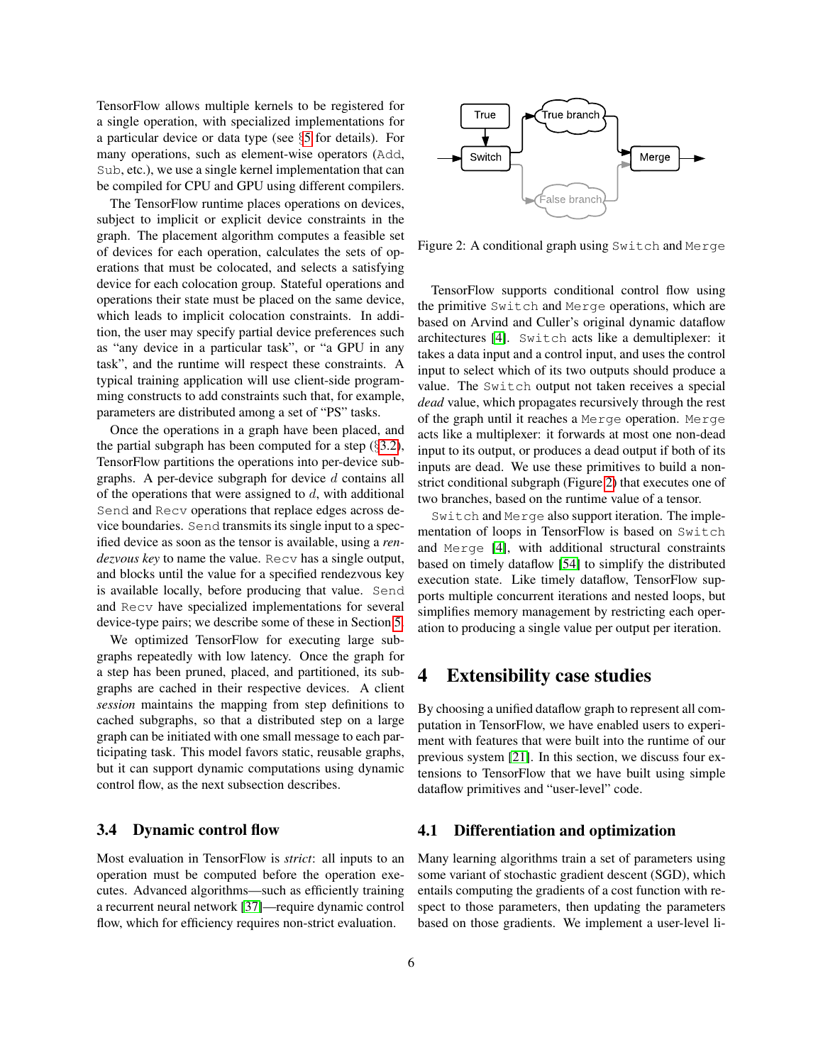TensorFlow allows multiple kernels to be registered for a single operation, with specialized implementations for a particular device or data type (see §5 for details). For many operations, such as element-wise operators (`Add`, `Sub`, etc.), we use a single kernel implementation that can be compiled for CPU and GPU using different compilers.

The TensorFlow runtime places operations on devices, subject to implicit or explicit device constraints in the graph. The placement algorithm computes a feasible set of devices for each operation, calculates the sets of operations that must be colocated, and selects a satisfying device for each colocation group. Stateful operations and operations their state must be placed on the same device, which leads to implicit colocation constraints. In addition, the user may specify partial device preferences such as "any device in a particular task", or "a GPU in any task", and the runtime will respect these constraints. A typical training application will use client-side programming constructs to add constraints such that, for example, parameters are distributed among a set of "PS" tasks.

Once the operations in a graph have been placed, and the partial subgraph has been computed for a step (§3.2), TensorFlow partitions the operations into per-device subgraphs. A per-device subgraph for device $d$ contains all of the operations that were assigned to $d$, with additional `Send` and `Recv` operations that replace edges across device boundaries. `Send` transmits its single input to a specified device as soon as the tensor is available, using a *rendezvous key* to name the value. `Recv` has a single output, and blocks until the value for a specified rendezvous key is available locally, before producing that value. `Send` and `Recv` have specialized implementations for several device-type pairs; we describe some of these in Section 5.

We optimized TensorFlow for executing large subgraphs repeatedly with low latency. Once the graph for a step has been pruned, placed, and partitioned, its subgraphs are cached in their respective devices. A client *session* maintains the mapping from step definitions to cached subgraphs, so that a distributed step on a large graph can be initiated with one small message to each participating task. This model favors static, reusable graphs, but it can support dynamic computations using dynamic control flow, as the next subsection describes.

### 3.4 Dynamic control flow

Most evaluation in TensorFlow is *strict*: all inputs to an operation must be computed before the operation executes. Advanced algorithms—such as efficiently training a recurrent neural network [37]—require dynamic control flow, which for efficiency requires non-strict evaluation.

Figure 2: A conditional graph using `Switch` and `Merge`

TensorFlow supports conditional control flow using the primitive `Switch` and `Merge` operations, which are based on Arvind and Culler's original dynamic dataflow architectures [4]. `Switch` acts like a demultiplexer: it takes a data input and a control input, and uses the control input to select which of its two outputs should produce a value. The `Switch` output not taken receives a special *dead* value, which propagates recursively through the rest of the graph until it reaches a `Merge` operation. `Merge` acts like a multiplexer: it forwards at most one non-dead input to its output, or produces a dead output if both of its inputs are dead. We use these primitives to build a non-strict conditional subgraph (Figure 2) that executes one of two branches, based on the runtime value of a tensor.

`Switch` and `Merge` also support iteration. The implementation of loops in TensorFlow is based on `Switch` and `Merge` [4], with additional structural constraints based on timely dataflow [54] to simplify the distributed execution state. Like timely dataflow, TensorFlow supports multiple concurrent iterations and nested loops, but simplifies memory management by restricting each operation to producing a single value per output per iteration.

# 4 Extensibility case studies

By choosing a unified dataflow graph to represent all computation in TensorFlow, we have enabled users to experiment with features that were built into the runtime of our previous system [21]. In this section, we discuss four extensions to TensorFlow that we have built using simple dataflow primitives and "user-level" code.

### 4.1 Differentiation and optimization

Many learning algorithms train a set of parameters using some variant of stochastic gradient descent (SGD), which entails computing the gradients of a cost function with respect to those parameters, then updating the parameters based on those gradients. We implement a user-level li-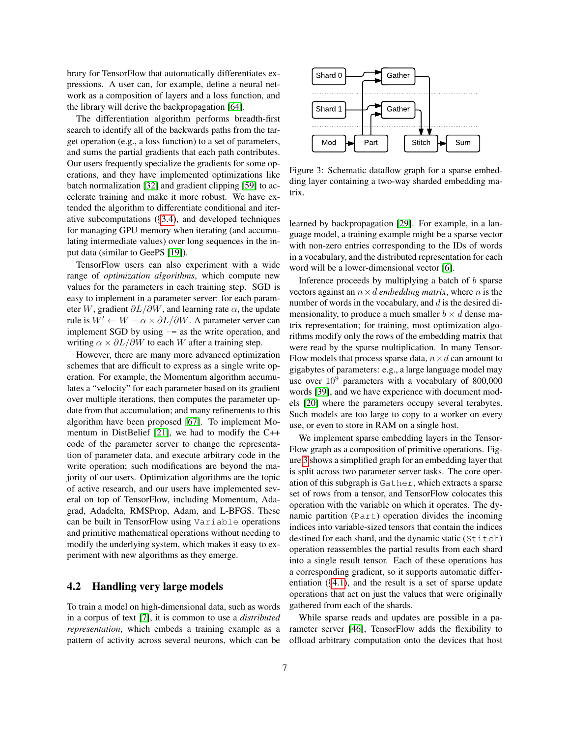brary for TensorFlow that automatically differentiates expressions. A user can, for example, define a neural network as a composition of layers and a loss function, and the library will derive the backpropagation [64].

The differentiation algorithm performs breadth-first search to identify all of the backwards paths from the target operation (e.g., a loss function) to a set of parameters, and sums the partial gradients that each path contributes. Our users frequently specialize the gradients for some operations, and they have implemented optimizations like batch normalization [32] and gradient clipping [59] to accelerate training and make it more robust. We have extended the algorithm to differentiate conditional and iterative subcomputations (§3.4), and developed techniques for managing GPU memory when iterating (and accumulating intermediate values) over long sequences in the input data (similar to GeePS [19]).

TensorFlow users can also experiment with a wide range of *optimization algorithms*, which compute new values for the parameters in each training step. SGD is easy to implement in a parameter server: for each parameter $W$, gradient $\partial L/\partial W$, and learning rate $\alpha$, the update rule is $W' \leftarrow W - \alpha \times \partial L/\partial W$. A parameter server can implement SGD by using `-=` as the write operation, and writing $\alpha \times \partial L/\partial W$ to each $W$ after a training step.

However, there are many more advanced optimization schemes that are difficult to express as a single write operation. For example, the Momentum algorithm accumulates a "velocity" for each parameter based on its gradient over multiple iterations, then computes the parameter update from that accumulation; and many refinements to this algorithm have been proposed [67]. To implement Momentum in DistBelief [21], we had to modify the C++ code of the parameter server to change the representation of parameter data, and execute arbitrary code in the write operation; such modifications are beyond the majority of our users. Optimization algorithms are the topic of active research, and our users have implemented several on top of TensorFlow, including Momentum, Adagrad, Adadelta, RMSProp, Adam, and L-BFGS. These can be built in TensorFlow using `Variable` operations and primitive mathematical operations without needing to modify the underlying system, which makes it easy to experiment with new algorithms as they emerge.

## 4.2 Handling very large models

To train a model on high-dimensional data, such as words in a corpus of text [7], it is common to use a *distributed representation*, which embeds a training example as a pattern of activity across several neurons, which can be learned by backpropagation [29]. For example, in a language model, a training example might be a sparse vector with non-zero entries corresponding to the IDs of words in a vocabulary, and the distributed representation for each word will be a lower-dimensional vector [6].

Figure 3: Schematic dataflow graph for a sparse embedding layer containing a two-way sharded embedding matrix.

Inference proceeds by multiplying a batch of $b$ sparse vectors against an $n \times d$ *embedding matrix*, where $n$ is the number of words in the vocabulary, and $d$ is the desired dimensionality, to produce a much smaller $b \times d$ dense matrix representation; for training, most optimization algorithms modify only the rows of the embedding matrix that were read by the sparse multiplication. In many TensorFlow models that process sparse data, $n \times d$ can amount to gigabytes of parameters: e.g., a large language model may use over $10^9$ parameters with a vocabulary of 800,000 words [39], and we have experience with document models [20] where the parameters occupy several terabytes. Such models are too large to copy to a worker on every use, or even to store in RAM on a single host.

We implement sparse embedding layers in the TensorFlow graph as a composition of primitive operations. Figure 3 shows a simplified graph for an embedding layer that is split across two parameter server tasks. The core operation of this subgraph is `Gather`, which extracts a sparse set of rows from a tensor, and TensorFlow colocates this operation with the variable on which it operates. The dynamic partition (`Part`) operation divides the incoming indices into variable-sized tensors that contain the indices destined for each shard, and the dynamic static (`Stitch`) operation reassembles the partial results from each shard into a single result tensor. Each of these operations has a corresponding gradient, so it supports automatic differentiation (§4.1), and the result is a set of sparse update operations that act on just the values that were originally gathered from each of the shards.

While sparse reads and updates are possible in a parameter server [46], TensorFlow adds the flexibility to offload arbitrary computation onto the devices that host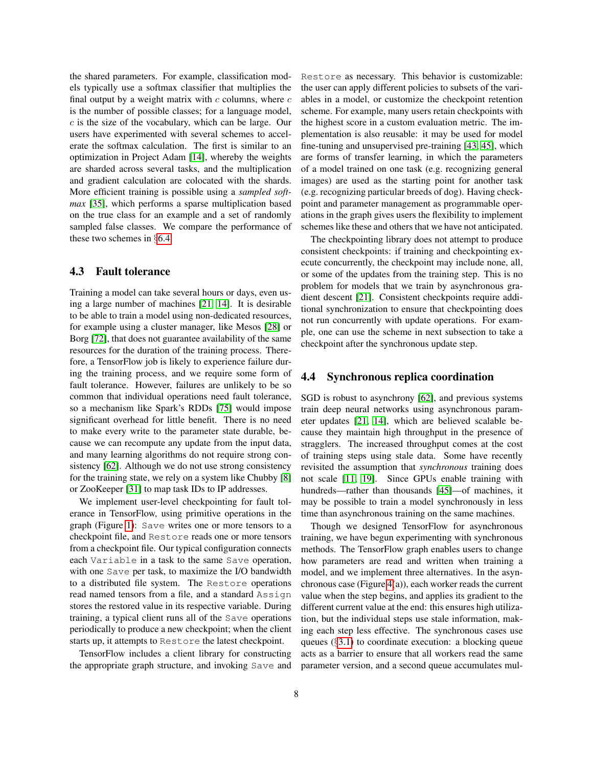the shared parameters. For example, classification models typically use a softmax classifier that multiplies the final output by a weight matrix with $c$ columns, where $c$ is the number of possible classes; for a language model, $c$ is the size of the vocabulary, which can be large. Our users have experimented with several schemes to accelerate the softmax calculation. The first is similar to an optimization in Project Adam [14], whereby the weights are sharded across several tasks, and the multiplication and gradient calculation are colocated with the shards. More efficient training is possible using a *sampled softmax* [35], which performs a sparse multiplication based on the true class for an example and a set of randomly sampled false classes. We compare the performance of these two schemes in §6.4.

### 4.3 Fault tolerance

Training a model can take several hours or days, even using a large number of machines [21, 14]. It is desirable to be able to train a model using non-dedicated resources, for example using a cluster manager, like Mesos [28] or Borg [72], that does not guarantee availability of the same resources for the duration of the training process. Therefore, a TensorFlow job is likely to experience failure during the training process, and we require some form of fault tolerance. However, failures are unlikely to be so common that individual operations need fault tolerance, so a mechanism like Spark's RDDs [75] would impose significant overhead for little benefit. There is no need to make every write to the parameter state durable, because we can recompute any update from the input data, and many learning algorithms do not require strong consistency [62]. Although we do not use strong consistency for the training state, we rely on a system like Chubby [8] or ZooKeeper [31] to map task IDs to IP addresses.

We implement user-level checkpointing for fault tolerance in TensorFlow, using primitive operations in the graph (Figure 1): `Save` writes one or more tensors to a checkpoint file, and `Restore` reads one or more tensors from a checkpoint file. Our typical configuration connects each `Variable` in a task to the same `Save` operation, with one `Save` per task, to maximize the I/O bandwidth to a distributed file system. The `Restore` operations read named tensors from a file, and a standard `Assign` stores the restored value in its respective variable. During training, a typical client runs all of the `Save` operations periodically to produce a new checkpoint; when the client starts up, it attempts to `Restore` the latest checkpoint.

TensorFlow includes a client library for constructing the appropriate graph structure, and invoking `Save` and `Restore` as necessary. This behavior is customizable: the user can apply different policies to subsets of the variables in a model, or customize the checkpoint retention scheme. For example, many users retain checkpoints with the highest score in a custom evaluation metric. The implementation is also reusable: it may be used for model fine-tuning and unsupervised pre-training [43, 45], which are forms of transfer learning, in which the parameters of a model trained on one task (e.g. recognizing general images) are used as the starting point for another task (e.g. recognizing particular breeds of dog). Having checkpoint and parameter management as programmable operations in the graph gives users the flexibility to implement schemes like these and others that we have not anticipated.

The checkpointing library does not attempt to produce consistent checkpoints: if training and checkpointing execute concurrently, the checkpoint may include none, all, or some of the updates from the training step. This is no problem for models that we train by asynchronous gradient descent [21]. Consistent checkpoints require additional synchronization to ensure that checkpointing does not run concurrently with update operations. For example, one can use the scheme in next subsection to take a checkpoint after the synchronous update step.

### 4.4 Synchronous replica coordination

SGD is robust to asynchrony [62], and previous systems train deep neural networks using asynchronous parameter updates [21, 14], which are believed scalable because they maintain high throughput in the presence of stragglers. The increased throughput comes at the cost of training steps using stale data. Some have recently revisited the assumption that *synchronous* training does not scale [11, 19]. Since GPUs enable training with hundreds—rather than thousands [45]—of machines, it may be possible to train a model synchronously in less time than asynchronous training on the same machines.

Though we designed TensorFlow for asynchronous training, we have begun experimenting with synchronous methods. The TensorFlow graph enables users to change how parameters are read and written when training a model, and we implement three alternatives. In the asynchronous case (Figure 4(a)), each worker reads the current value when the step begins, and applies its gradient to the different current value at the end: this ensures high utilization, but the individual steps use stale information, making each step less effective. The synchronous cases use queues (§3.1) to coordinate execution: a blocking queue acts as a barrier to ensure that all workers read the same parameter version, and a second queue accumulates mul-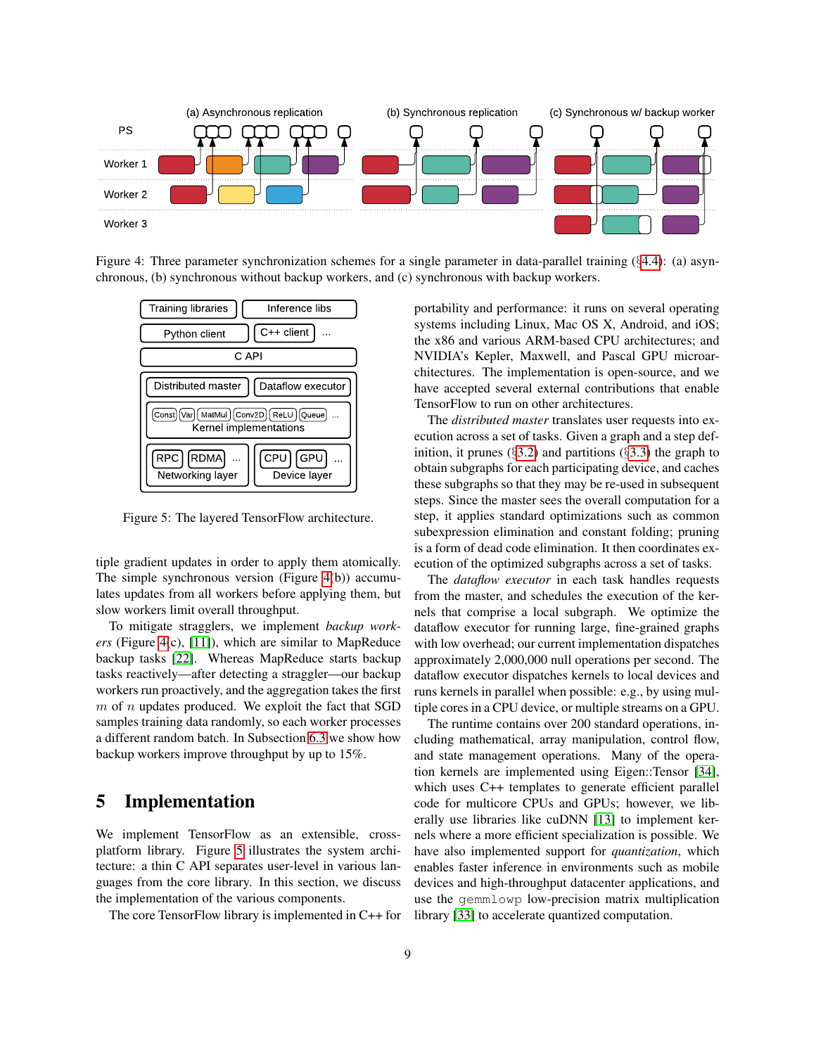Figure 4: Three parameter synchronization schemes for a single parameter in data-parallel training (§4.4): (a) asynchronous, (b) synchronous without backup workers, and (c) synchronous with backup workers.

Figure 5: The layered TensorFlow architecture.

tiple gradient updates in order to apply them atomically. The simple synchronous version (Figure 4(b)) accumulates updates from all workers before applying them, but slow workers limit overall throughput.

To mitigate stragglers, we implement *backup workers* (Figure 4(c), [11]), which are similar to MapReduce backup tasks [22]. Whereas MapReduce starts backup tasks reactively—after detecting a straggler—our backup workers run proactively, and the aggregation takes the first $m$ of $n$ updates produced. We exploit the fact that SGD samples training data randomly, so each worker processes a different random batch. In Subsection 6.3 we show how backup workers improve throughput by up to 15%.

## 5 Implementation

We implement TensorFlow as an extensible, cross-platform library. Figure 5 illustrates the system architecture: a thin C API separates user-level in various languages from the core library. In this section, we discuss the implementation of the various components.

The core TensorFlow library is implemented in C++ for portability and performance: it runs on several operating systems including Linux, Mac OS X, Android, and iOS; the x86 and various ARM-based CPU architectures; and NVIDIA's Kepler, Maxwell, and Pascal GPU microarchitectures. The implementation is open-source, and we have accepted several external contributions that enable TensorFlow to run on other architectures.

The *distributed master* translates user requests into execution across a set of tasks. Given a graph and a step definition, it prunes (§3.2) and partitions (§3.3) the graph to obtain subgraphs for each participating device, and caches these subgraphs so that they may be re-used in subsequent steps. Since the master sees the overall computation for a step, it applies standard optimizations such as common subexpression elimination and constant folding; pruning is a form of dead code elimination. It then coordinates execution of the optimized subgraphs across a set of tasks.

The *dataflow executor* in each task handles requests from the master, and schedules the execution of the kernels that comprise a local subgraph. We optimize the dataflow executor for running large, fine-grained graphs with low overhead; our current implementation dispatches approximately 2,000,000 null operations per second. The dataflow executor dispatches kernels to local devices and runs kernels in parallel when possible: e.g., by using multiple cores in a CPU device, or multiple streams on a GPU.

The runtime contains over 200 standard operations, including mathematical, array manipulation, control flow, and state management operations. Many of the operation kernels are implemented using Eigen::Tensor [34], which uses C++ templates to generate efficient parallel code for multicore CPUs and GPUs; however, we liberally use libraries like cuDNN [13] to implement kernels where a more efficient specialization is possible. We have also implemented support for *quantization*, which enables faster inference in environments such as mobile devices and high-throughput datacenter applications, and use the `gemmlowp` low-precision matrix multiplication library [33] to accelerate quantized computation.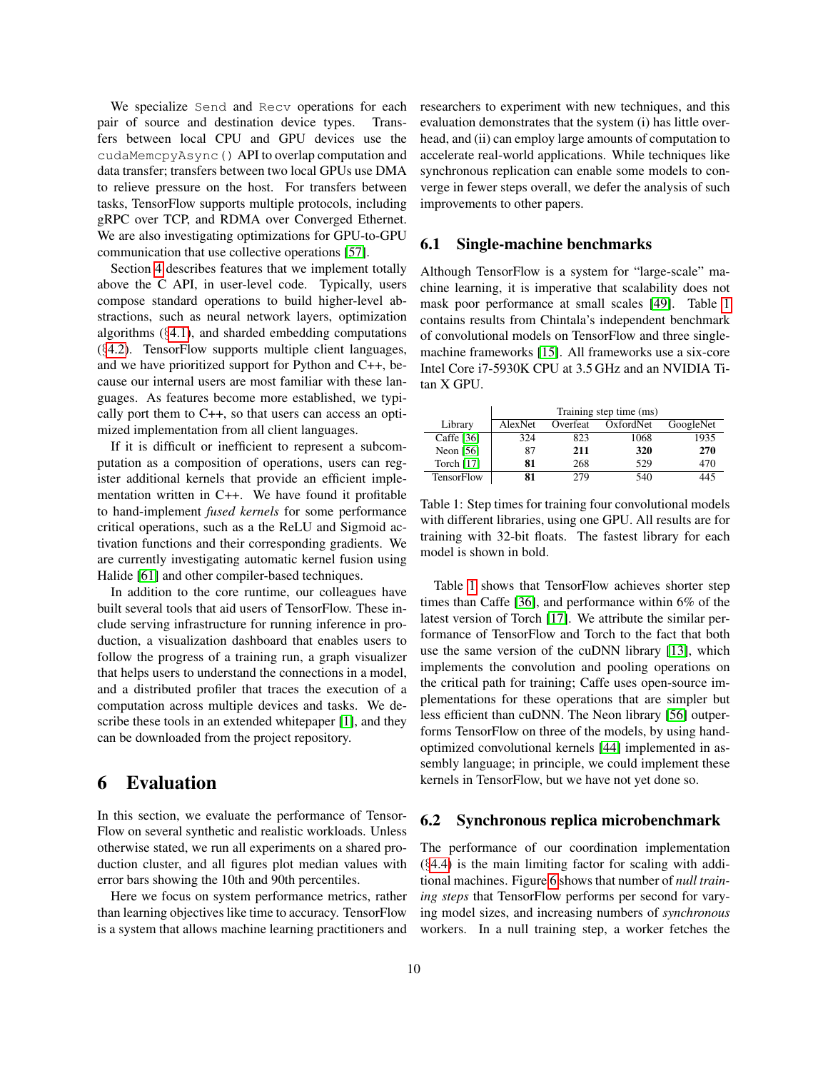We specialize `Send` and `Recv` operations for each pair of source and destination device types. Transfers between local CPU and GPU devices use the `cudaMemcpyAsync()` API to overlap computation and data transfer; transfers between two local GPUs use DMA to relieve pressure on the host. For transfers between tasks, TensorFlow supports multiple protocols, including gRPC over TCP, and RDMA over Converged Ethernet. We are also investigating optimizations for GPU-to-GPU communication that use collective operations [57].

Section 4 describes features that we implement totally above the C API, in user-level code. Typically, users compose standard operations to build higher-level abstractions, such as neural network layers, optimization algorithms (§4.1), and sharded embedding computations (§4.2). TensorFlow supports multiple client languages, and we have prioritized support for Python and C++, because our internal users are most familiar with these languages. As features become more established, we typically port them to C++, so that users can access an optimized implementation from all client languages.

If it is difficult or inefficient to represent a subcomputation as a composition of operations, users can register additional kernels that provide an efficient implementation written in C++. We have found it profitable to hand-implement *fused kernels* for some performance critical operations, such as a the ReLU and Sigmoid activation functions and their corresponding gradients. We are currently investigating automatic kernel fusion using Halide [61] and other compiler-based techniques.

In addition to the core runtime, our colleagues have built several tools that aid users of TensorFlow. These include serving infrastructure for running inference in production, a visualization dashboard that enables users to follow the progress of a training run, a graph visualizer that helps users to understand the connections in a model, and a distributed profiler that traces the execution of a computation across multiple devices and tasks. We describe these tools in an extended whitepaper [1], and they can be downloaded from the project repository.

# 6 Evaluation

In this section, we evaluate the performance of TensorFlow on several synthetic and realistic workloads. Unless otherwise stated, we run all experiments on a shared production cluster, and all figures plot median values with error bars showing the 10th and 90th percentiles.

Here we focus on system performance metrics, rather than learning objectives like time to accuracy. TensorFlow is a system that allows machine learning practitioners and researchers to experiment with new techniques, and this evaluation demonstrates that the system (i) has little overhead, and (ii) can employ large amounts of computation to accelerate real-world applications. While techniques like synchronous replication can enable some models to converge in fewer steps overall, we defer the analysis of such improvements to other papers.

## 6.1 Single-machine benchmarks

Although TensorFlow is a system for "large-scale" machine learning, it is imperative that scalability does not mask poor performance at small scales [49]. Table 1 contains results from Chintala's independent benchmark of convolutional models on TensorFlow and three single-machine frameworks [15]. All frameworks use a six-core Intel Core i7-5930K CPU at 3.5 GHz and an NVIDIA Titan X GPU.

| | Training step time (ms) | | | |
|---|---|---|---|---|
| Library | AlexNet | Overfeat | OxfordNet | GoogleNet |
| Caffe [36] | 324 | 823 | 1068 | 1935 |
| Neon [56] | 87 | **211** | **320** | **270** |
| Torch [17] | **81** | 268 | 529 | 470 |
| TensorFlow | **81** | 279 | 540 | 445 |

Table 1: Step times for training four convolutional models with different libraries, using one GPU. All results are for training with 32-bit floats. The fastest library for each model is shown in bold.

Table 1 shows that TensorFlow achieves shorter step times than Caffe [36], and performance within 6% of the latest version of Torch [17]. We attribute the similar performance of TensorFlow and Torch to the fact that both use the same version of the cuDNN library [13], which implements the convolution and pooling operations on the critical path for training; Caffe uses open-source implementations for these operations that are simpler but less efficient than cuDNN. The Neon library [56] outperforms TensorFlow on three of the models, by using hand-optimized convolutional kernels [44] implemented in assembly language; in principle, we could implement these kernels in TensorFlow, but we have not yet done so.

## 6.2 Synchronous replica microbenchmark

The performance of our coordination implementation (§4.4) is the main limiting factor for scaling with additional machines. Figure 6 shows that number of *null training steps* that TensorFlow performs per second for varying model sizes, and increasing numbers of *synchronous* workers. In a null training step, a worker fetches the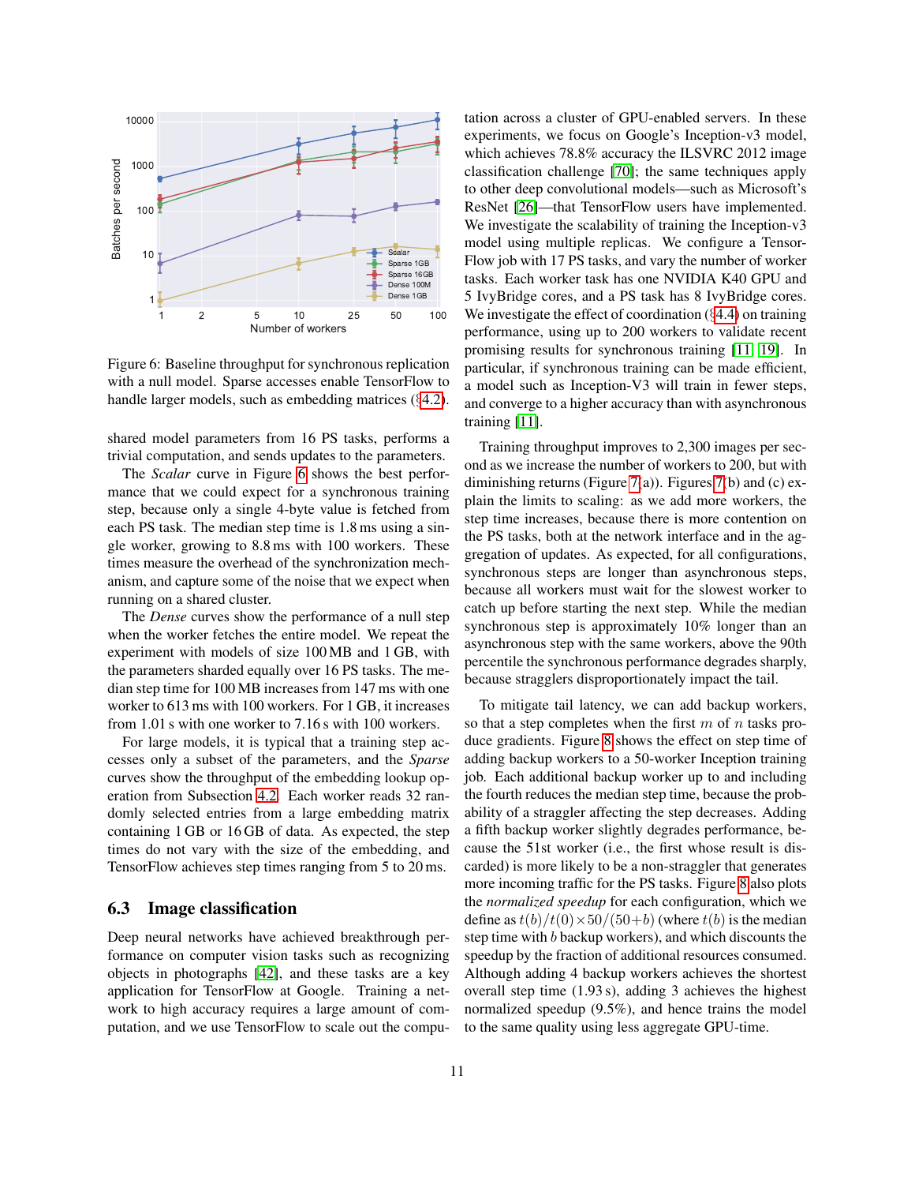Figure 6: Baseline throughput for synchronous replication with a null model. Sparse accesses enable TensorFlow to handle larger models, such as embedding matrices (§4.2).

shared model parameters from 16 PS tasks, performs a trivial computation, and sends updates to the parameters.

The *Scalar* curve in Figure 6 shows the best performance that we could expect for a synchronous training step, because only a single 4-byte value is fetched from each PS task. The median step time is 1.8 ms using a single worker, growing to 8.8 ms with 100 workers. These times measure the overhead of the synchronization mechanism, and capture some of the noise that we expect when running on a shared cluster.

The *Dense* curves show the performance of a null step when the worker fetches the entire model. We repeat the experiment with models of size 100 MB and 1 GB, with the parameters sharded equally over 16 PS tasks. The median step time for 100 MB increases from 147 ms with one worker to 613 ms with 100 workers. For 1 GB, it increases from 1.01 s with one worker to 7.16 s with 100 workers.

For large models, it is typical that a training step accesses only a subset of the parameters, and the *Sparse* curves show the throughput of the embedding lookup operation from Subsection 4.2. Each worker reads 32 randomly selected entries from a large embedding matrix containing 1 GB or 16 GB of data. As expected, the step times do not vary with the size of the embedding, and TensorFlow achieves step times ranging from 5 to 20 ms.

## 6.3 Image classification

Deep neural networks have achieved breakthrough performance on computer vision tasks such as recognizing objects in photographs [42], and these tasks are a key application for TensorFlow at Google. Training a network to high accuracy requires a large amount of computation, and we use TensorFlow to scale out the computation across a cluster of GPU-enabled servers. In these experiments, we focus on Google's Inception-v3 model, which achieves 78.8% accuracy the ILSVRC 2012 image classification challenge [70]; the same techniques apply to other deep convolutional models—such as Microsoft's ResNet [26]—that TensorFlow users have implemented. We investigate the scalability of training the Inception-v3 model using multiple replicas. We configure a TensorFlow job with 17 PS tasks, and vary the number of worker tasks. Each worker task has one NVIDIA K40 GPU and 5 IvyBridge cores, and a PS task has 8 IvyBridge cores. We investigate the effect of coordination (§4.4) on training performance, using up to 200 workers to validate recent promising results for synchronous training [11, 19]. In particular, if synchronous training can be made efficient, a model such as Inception-V3 will train in fewer steps, and converge to a higher accuracy than with asynchronous training [11].

Training throughput improves to 2,300 images per second as we increase the number of workers to 200, but with diminishing returns (Figure 7(a)). Figures 7(b) and (c) explain the limits to scaling: as we add more workers, the step time increases, because there is more contention on the PS tasks, both at the network interface and in the aggregation of updates. As expected, for all configurations, synchronous steps are longer than asynchronous steps, because all workers must wait for the slowest worker to catch up before starting the next step. While the median synchronous step is approximately 10% longer than an asynchronous step with the same workers, above the 90th percentile the synchronous performance degrades sharply, because stragglers disproportionately impact the tail.

To mitigate tail latency, we can add backup workers, so that a step completes when the first $m$ of $n$ tasks produce gradients. Figure 8 shows the effect on step time of adding backup workers to a 50-worker Inception training job. Each additional backup worker up to and including the fourth reduces the median step time, because the probability of a straggler affecting the step decreases. Adding a fifth backup worker slightly degrades performance, because the 51st worker (i.e., the first whose result is discarded) is more likely to be a non-straggler that generates more incoming traffic for the PS tasks. Figure 8 also plots the *normalized speedup* for each configuration, which we define as $t(b)/t(0) \times 50/(50+b)$ (where $t(b)$ is the median step time with $b$ backup workers), and which discounts the speedup by the fraction of additional resources consumed. Although adding 4 backup workers achieves the shortest overall step time (1.93 s), adding 3 achieves the highest normalized speedup (9.5%), and hence trains the model to the same quality using less aggregate GPU-time.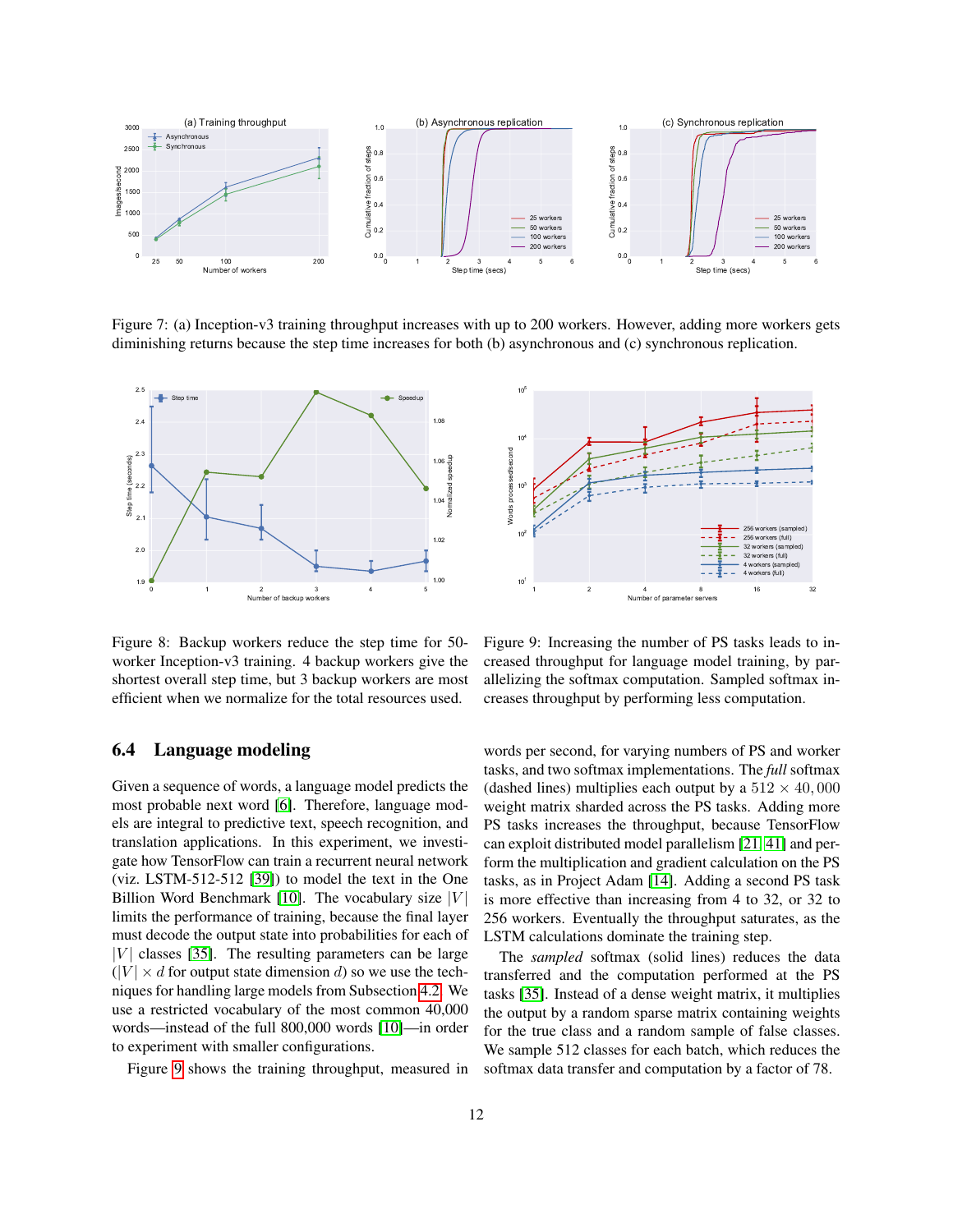Figure 7: (a) Inception-v3 training throughput increases with up to 200 workers. However, adding more workers gets diminishing returns because the step time increases for both (b) asynchronous and (c) synchronous replication.

Figure 8: Backup workers reduce the step time for 50-worker Inception-v3 training. 4 backup workers give the shortest overall step time, but 3 backup workers are most efficient when we normalize for the total resources used.

Figure 9: Increasing the number of PS tasks leads to increased throughput for language model training, by parallelizing the softmax computation. Sampled softmax increases throughput by performing less computation.

### 6.4 Language modeling

Given a sequence of words, a language model predicts the most probable next word [6]. Therefore, language models are integral to predictive text, speech recognition, and translation applications. In this experiment, we investigate how TensorFlow can train a recurrent neural network (viz. LSTM-512-512 [39]) to model the text in the One Billion Word Benchmark [10]. The vocabulary size $|V|$ limits the performance of training, because the final layer must decode the output state into probabilities for each of $|V|$ classes [35]. The resulting parameters can be large ($|V| \times d$ for output state dimension $d$) so we use the techniques for handling large models from Subsection 4.2. We use a restricted vocabulary of the most common 40,000 words—instead of the full 800,000 words [10]—in order to experiment with smaller configurations.

Figure 9 shows the training throughput, measured in words per second, for varying numbers of PS and worker tasks, and two softmax implementations. The *full* softmax (dashed lines) multiplies each output by a $512 \times 40,000$ weight matrix sharded across the PS tasks. Adding more PS tasks increases the throughput, because TensorFlow can exploit distributed model parallelism [21, 41] and perform the multiplication and gradient calculation on the PS tasks, as in Project Adam [14]. Adding a second PS task is more effective than increasing from 4 to 32, or 32 to 256 workers. Eventually the throughput saturates, as the LSTM calculations dominate the training step.

The *sampled* softmax (solid lines) reduces the data transferred and the computation performed at the PS tasks [35]. Instead of a dense weight matrix, it multiplies the output by a random sparse matrix containing weights for the true class and a random sample of false classes. We sample 512 classes for each batch, which reduces the softmax data transfer and computation by a factor of 78.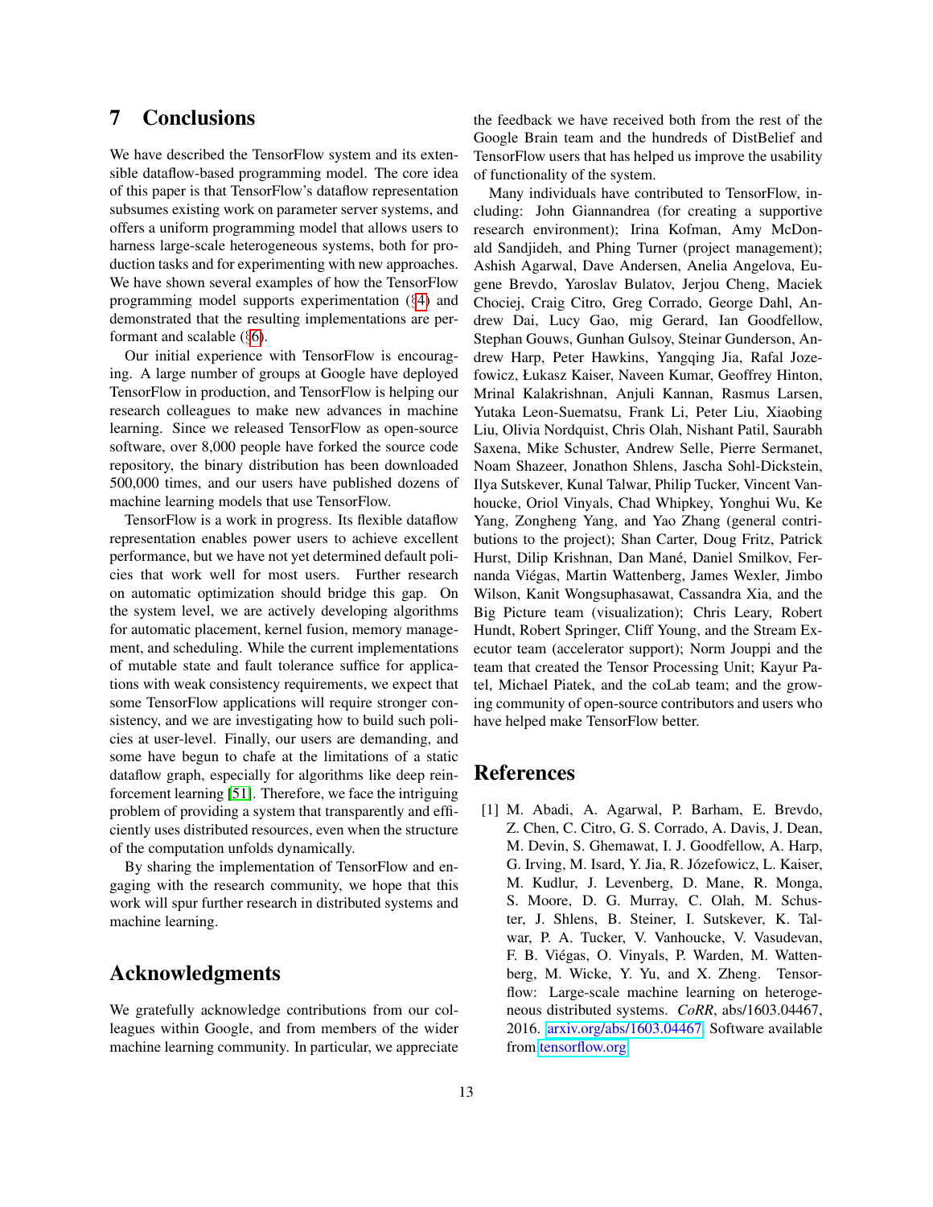## 7 Conclusions

We have described the TensorFlow system and its extensible dataflow-based programming model. The core idea of this paper is that TensorFlow's dataflow representation subsumes existing work on parameter server systems, and offers a uniform programming model that allows users to harness large-scale heterogeneous systems, both for production tasks and for experimenting with new approaches. We have shown several examples of how the TensorFlow programming model supports experimentation (§4) and demonstrated that the resulting implementations are performant and scalable (§6).

Our initial experience with TensorFlow is encouraging. A large number of groups at Google have deployed TensorFlow in production, and TensorFlow is helping our research colleagues to make new advances in machine learning. Since we released TensorFlow as open-source software, over 8,000 people have forked the source code repository, the binary distribution has been downloaded 500,000 times, and our users have published dozens of machine learning models that use TensorFlow.

TensorFlow is a work in progress. Its flexible dataflow representation enables power users to achieve excellent performance, but we have not yet determined default policies that work well for most users. Further research on automatic optimization should bridge this gap. On the system level, we are actively developing algorithms for automatic placement, kernel fusion, memory management, and scheduling. While the current implementations of mutable state and fault tolerance suffice for applications with weak consistency requirements, we expect that some TensorFlow applications will require stronger consistency, and we are investigating how to build such policies at user-level. Finally, our users are demanding, and some have begun to chafe at the limitations of a static dataflow graph, especially for algorithms like deep reinforcement learning [51]. Therefore, we face the intriguing problem of providing a system that transparently and efficiently uses distributed resources, even when the structure of the computation unfolds dynamically.

By sharing the implementation of TensorFlow and engaging with the research community, we hope that this work will spur further research in distributed systems and machine learning.

## Acknowledgments

We gratefully acknowledge contributions from our colleagues within Google, and from members of the wider machine learning community. In particular, we appreciate the feedback we have received both from the rest of the Google Brain team and the hundreds of DistBelief and TensorFlow users that has helped us improve the usability of functionality of the system.

Many individuals have contributed to TensorFlow, including: John Giannandrea (for creating a supportive research environment); Irina Kofman, Amy McDonald Sandjideh, and Phing Turner (project management); Ashish Agarwal, Dave Andersen, Anelia Angelova, Eugene Brevdo, Yaroslav Bulatov, Jerjou Cheng, Maciek Chociej, Craig Citro, Greg Corrado, George Dahl, Andrew Dai, Lucy Gao, mig Gerard, Ian Goodfellow, Stephan Gouws, Gunhan Gulsoy, Steinar Gunderson, Andrew Harp, Peter Hawkins, Yangqing Jia, Rafal Jozefowicz, Łukasz Kaiser, Naveen Kumar, Geoffrey Hinton, Mrinal Kalakrishnan, Anjuli Kannan, Rasmus Larsen, Yutaka Leon-Suematsu, Frank Li, Peter Liu, Xiaobing Liu, Olivia Nordquist, Chris Olah, Nishant Patil, Saurabh Saxena, Mike Schuster, Andrew Selle, Pierre Sermanet, Noam Shazeer, Jonathon Shlens, Jascha Sohl-Dickstein, Ilya Sutskever, Kunal Talwar, Philip Tucker, Vincent Vanhoucke, Oriol Vinyals, Chad Whipkey, Yonghui Wu, Ke Yang, Zongheng Yang, and Yao Zhang (general contributions to the project); Shan Carter, Doug Fritz, Patrick Hurst, Dilip Krishnan, Dan Mané, Daniel Smilkov, Fernanda Viégas, Martin Wattenberg, James Wexler, Jimbo Wilson, Kanit Wongsuphasawat, Cassandra Xia, and the Big Picture team (visualization); Chris Leary, Robert Hundt, Robert Springer, Cliff Young, and the Stream Executor team (accelerator support); Norm Jouppi and the team that created the Tensor Processing Unit; Kayur Patel, Michael Piatek, and the coLab team; and the growing community of open-source contributors and users who have helped make TensorFlow better.

## References

[1] M. Abadi, A. Agarwal, P. Barham, E. Brevdo, Z. Chen, C. Citro, G. S. Corrado, A. Davis, J. Dean, M. Devin, S. Ghemawat, I. J. Goodfellow, A. Harp, G. Irving, M. Isard, Y. Jia, R. Józefowicz, L. Kaiser, M. Kudlur, J. Levenberg, D. Mane, R. Monga, S. Moore, D. G. Murray, C. Olah, M. Schuster, J. Shlens, B. Steiner, I. Sutskever, K. Talwar, P. A. Tucker, V. Vanhoucke, V. Vasudevan, F. B. Viégas, O. Vinyals, P. Warden, M. Wattenberg, M. Wicke, Y. Yu, and X. Zheng. Tensorflow: Large-scale machine learning on heterogeneous distributed systems. *CoRR*, abs/1603.04467, 2016. arxiv.org/abs/1603.04467. Software available from tensorflow.org.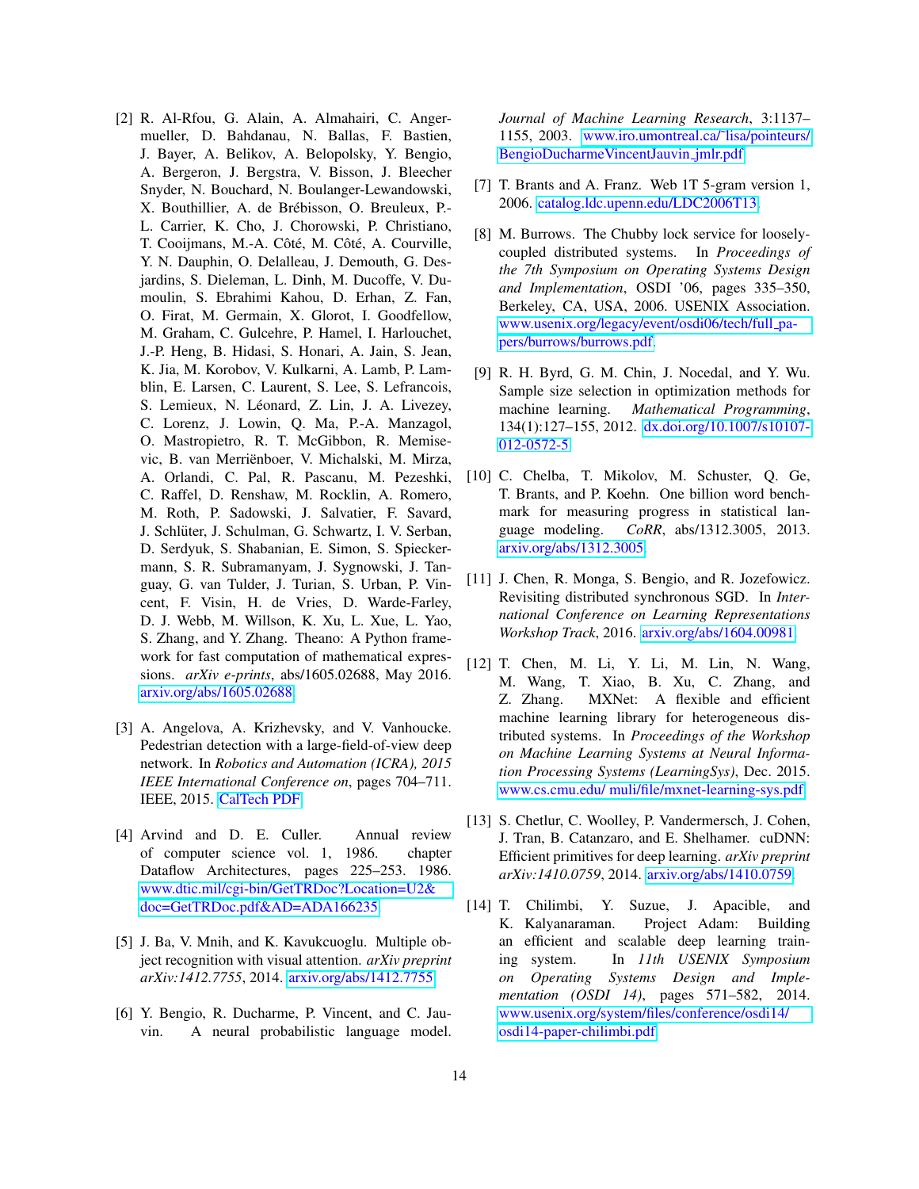[2] R. Al-Rfou, G. Alain, A. Almahairi, C. Angermueller, D. Bahdanau, N. Ballas, F. Bastien, J. Bayer, A. Belikov, A. Belopolsky, Y. Bengio, A. Bergeron, J. Bergstra, V. Bisson, J. Bleecher Snyder, N. Bouchard, N. Boulanger-Lewandowski, X. Bouthillier, A. de Brébisson, O. Breuleux, P.-L. Carrier, K. Cho, J. Chorowski, P. Christiano, T. Cooijmans, M.-A. Côté, M. Côté, A. Courville, Y. N. Dauphin, O. Delalleau, J. Demouth, G. Desjardins, S. Dieleman, L. Dinh, M. Ducoffe, V. Dumoulin, S. Ebrahimi Kahou, D. Erhan, Z. Fan, O. Firat, M. Germain, X. Glorot, I. Goodfellow, M. Graham, C. Gulcehre, P. Hamel, I. Harlouchet, J.-P. Heng, B. Hidasi, S. Honari, A. Jain, S. Jean, K. Jia, M. Korobov, V. Kulkarni, A. Lamb, P. Lamblin, E. Larsen, C. Laurent, S. Lee, S. Lefrancois, S. Lemieux, N. Léonard, Z. Lin, J. A. Livezey, C. Lorenz, J. Lowin, Q. Ma, P.-A. Manzagol, O. Mastropietro, R. T. McGibbon, R. Memisevic, B. van Merriënboer, V. Michalski, M. Mirza, A. Orlandi, C. Pal, R. Pascanu, M. Pezeshki, C. Raffel, D. Renshaw, M. Rocklin, A. Romero, M. Roth, P. Sadowski, J. Salvatier, F. Savard, J. Schlüter, J. Schulman, G. Schwartz, I. V. Serban, D. Serdyuk, S. Shabanian, E. Simon, S. Spieckermann, S. R. Subramanyam, J. Sygnowski, J. Tanguay, G. van Tulder, J. Turian, S. Urban, P. Vincent, F. Visin, H. de Vries, D. Warde-Farley, D. J. Webb, M. Willson, K. Xu, L. Xue, L. Yao, S. Zhang, and Y. Zhang. Theano: A Python framework for fast computation of mathematical expressions. *arXiv e-prints*, abs/1605.02688, May 2016. arxiv.org/abs/1605.02688.

[3] A. Angelova, A. Krizhevsky, and V. Vanhoucke. Pedestrian detection with a large-field-of-view deep network. In *Robotics and Automation (ICRA), 2015 IEEE International Conference on*, pages 704–711. IEEE, 2015. CalTech PDF.

[4] Arvind and D. E. Culler. Annual review of computer science vol. 1, 1986. chapter Dataflow Architectures, pages 225–253. 1986. www.dtic.mil/cgi-bin/GetTRDoc?Location=U2&doc=GetTRDoc.pdf&AD=ADA166235.

[5] J. Ba, V. Mnih, and K. Kavukcuoglu. Multiple object recognition with visual attention. *arXiv preprint arXiv:1412.7755*, 2014. arxiv.org/abs/1412.7755.

[6] Y. Bengio, R. Ducharme, P. Vincent, and C. Jauvin. A neural probabilistic language model. *Journal of Machine Learning Research*, 3:1137–1155, 2003. www.iro.umontreal.ca/~lisa/pointeurs/BengioDucharmeVincentJauvin_jmlr.pdf.

[7] T. Brants and A. Franz. Web 1T 5-gram version 1, 2006. catalog.ldc.upenn.edu/LDC2006T13.

[8] M. Burrows. The Chubby lock service for loosely-coupled distributed systems. In *Proceedings of the 7th Symposium on Operating Systems Design and Implementation*, OSDI '06, pages 335–350, Berkeley, CA, USA, 2006. USENIX Association. www.usenix.org/legacy/event/osdi06/tech/full_papers/burrows/burrows.pdf.

[9] R. H. Byrd, G. M. Chin, J. Nocedal, and Y. Wu. Sample size selection in optimization methods for machine learning. *Mathematical Programming*, 134(1):127–155, 2012. dx.doi.org/10.1007/s10107-012-0572-5.

[10] C. Chelba, T. Mikolov, M. Schuster, Q. Ge, T. Brants, and P. Koehn. One billion word benchmark for measuring progress in statistical language modeling. *CoRR*, abs/1312.3005, 2013. arxiv.org/abs/1312.3005.

[11] J. Chen, R. Monga, S. Bengio, and R. Jozefowicz. Revisiting distributed synchronous SGD. In *International Conference on Learning Representations Workshop Track*, 2016. arxiv.org/abs/1604.00981.

[12] T. Chen, M. Li, Y. Li, M. Lin, N. Wang, M. Wang, T. Xiao, B. Xu, C. Zhang, and Z. Zhang. MXNet: A flexible and efficient machine learning library for heterogeneous distributed systems. In *Proceedings of the Workshop on Machine Learning Systems at Neural Information Processing Systems (LearningSys)*, Dec. 2015. www.cs.cmu.edu/ muli/file/mxnet-learning-sys.pdf.

[13] S. Chetlur, C. Woolley, P. Vandermersch, J. Cohen, J. Tran, B. Catanzaro, and E. Shelhamer. cuDNN: Efficient primitives for deep learning. *arXiv preprint arXiv:1410.0759*, 2014. arxiv.org/abs/1410.0759.

[14] T. Chilimbi, Y. Suzue, J. Apacible, and K. Kalyanaraman. Project Adam: Building an efficient and scalable deep learning training system. In *11th USENIX Symposium on Operating Systems Design and Implementation (OSDI 14)*, pages 571–582, 2014. www.usenix.org/system/files/conference/osdi14/osdi14-paper-chilimbi.pdf.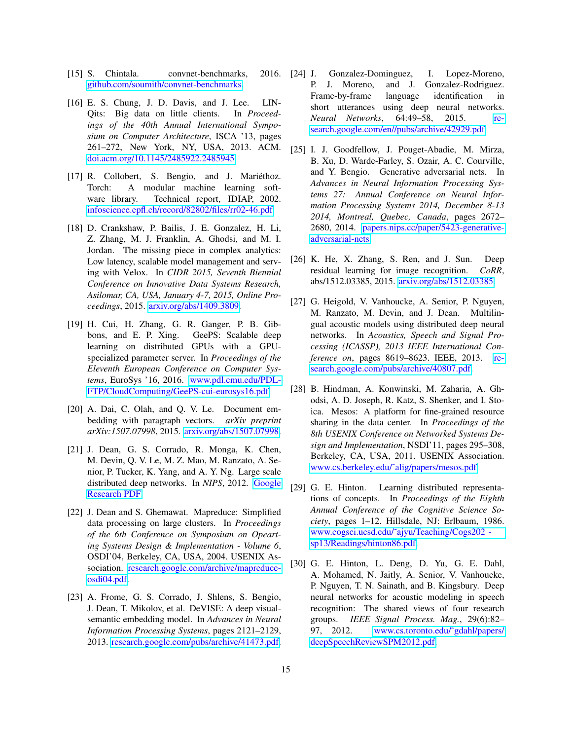[15] S. Chintala. convnet-benchmarks, 2016. github.com/soumith/convnet-benchmarks.

[16] E. S. Chung, J. D. Davis, and J. Lee. LINQits: Big data on little clients. In *Proceedings of the 40th Annual International Symposium on Computer Architecture*, ISCA '13, pages 261–272, New York, NY, USA, 2013. ACM. doi.acm.org/10.1145/2485922.2485945.

[17] R. Collobert, S. Bengio, and J. Mariéthoz. Torch: A modular machine learning software library. Technical report, IDIAP, 2002. infoscience.epfl.ch/record/82802/files/rr02-46.pdf.

[18] D. Crankshaw, P. Bailis, J. E. Gonzalez, H. Li, Z. Zhang, M. J. Franklin, A. Ghodsi, and M. I. Jordan. The missing piece in complex analytics: Low latency, scalable model management and serving with Velox. In *CIDR 2015, Seventh Biennial Conference on Innovative Data Systems Research, Asilomar, CA, USA, January 4-7, 2015, Online Proceedings*, 2015. arxiv.org/abs/1409.3809.

[19] H. Cui, H. Zhang, G. R. Ganger, P. B. Gibbons, and E. P. Xing. GeePS: Scalable deep learning on distributed GPUs with a GPU-specialized parameter server. In *Proceedings of the Eleventh European Conference on Computer Systems*, EuroSys '16, 2016. www.pdl.cmu.edu/PDL-FTP/CloudComputing/GeePS-cui-eurosys16.pdf.

[20] A. Dai, C. Olah, and Q. V. Le. Document embedding with paragraph vectors. *arXiv preprint arXiv:1507.07998*, 2015. arxiv.org/abs/1507.07998.

[21] J. Dean, G. S. Corrado, R. Monga, K. Chen, M. Devin, Q. V. Le, M. Z. Mao, M. Ranzato, A. Senior, P. Tucker, K. Yang, and A. Y. Ng. Large scale distributed deep networks. In *NIPS*, 2012. Google Research PDF.

[22] J. Dean and S. Ghemawat. Mapreduce: Simplified data processing on large clusters. In *Proceedings of the 6th Conference on Symposium on Opearting Systems Design & Implementation - Volume 6*, OSDI'04, Berkeley, CA, USA, 2004. USENIX Association. research.google.com/archive/mapreduce-osdi04.pdf.

[23] A. Frome, G. S. Corrado, J. Shlens, S. Bengio, J. Dean, T. Mikolov, et al. DeVISE: A deep visual-semantic embedding model. In *Advances in Neural Information Processing Systems*, pages 2121–2129, 2013. research.google.com/pubs/archive/41473.pdf.

[24] J. Gonzalez-Dominguez, I. Lopez-Moreno, P. J. Moreno, and J. Gonzalez-Rodriguez. Frame-by-frame language identification in short utterances using deep neural networks. *Neural Networks*, 64:49–58, 2015. research.google.com/en//pubs/archive/42929.pdf.

[25] I. J. Goodfellow, J. Pouget-Abadie, M. Mirza, B. Xu, D. Warde-Farley, S. Ozair, A. C. Courville, and Y. Bengio. Generative adversarial nets. In *Advances in Neural Information Processing Systems 27: Annual Conference on Neural Information Processing Systems 2014, December 8-13 2014, Montreal, Quebec, Canada*, pages 2672–2680, 2014. papers.nips.cc/paper/5423-generative-adversarial-nets.

[26] K. He, X. Zhang, S. Ren, and J. Sun. Deep residual learning for image recognition. *CoRR*, abs/1512.03385, 2015. arxiv.org/abs/1512.03385.

[27] G. Heigold, V. Vanhoucke, A. Senior, P. Nguyen, M. Ranzato, M. Devin, and J. Dean. Multilingual acoustic models using distributed deep neural networks. In *Acoustics, Speech and Signal Processing (ICASSP), 2013 IEEE International Conference on*, pages 8619–8623. IEEE, 2013. research.google.com/pubs/archive/40807.pdf.

[28] B. Hindman, A. Konwinski, M. Zaharia, A. Ghodsi, A. D. Joseph, R. Katz, S. Shenker, and I. Stoica. Mesos: A platform for fine-grained resource sharing in the data center. In *Proceedings of the 8th USENIX Conference on Networked Systems Design and Implementation*, NSDI'11, pages 295–308, Berkeley, CA, USA, 2011. USENIX Association. www.cs.berkeley.edu/~alig/papers/mesos.pdf.

[29] G. E. Hinton. Learning distributed representations of concepts. In *Proceedings of the Eighth Annual Conference of the Cognitive Science Society*, pages 1–12. Hillsdale, NJ: Erlbaum, 1986. www.cogsci.ucsd.edu/~ajyu/Teaching/Cogs202_sp13/Readings/hinton86.pdf.

[30] G. E. Hinton, L. Deng, D. Yu, G. E. Dahl, A. Mohamed, N. Jaitly, A. Senior, V. Vanhoucke, P. Nguyen, T. N. Sainath, and B. Kingsbury. Deep neural networks for acoustic modeling in speech recognition: The shared views of four research groups. *IEEE Signal Process. Mag.*, 29(6):82–97, 2012. www.cs.toronto.edu/~gdahl/papers/deepSpeechReviewSPM2012.pdf.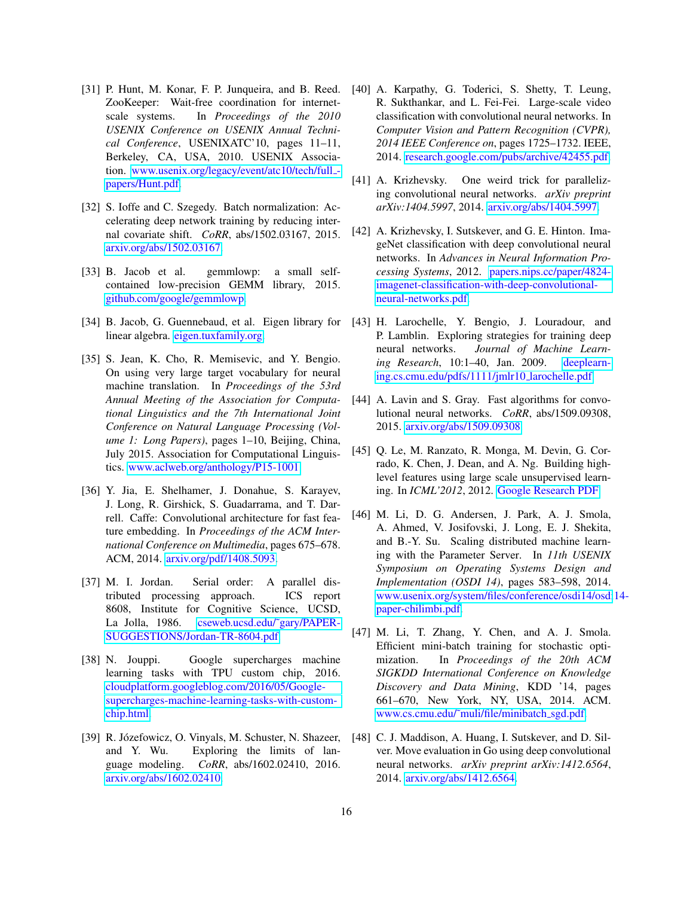[31] P. Hunt, M. Konar, F. P. Junqueira, and B. Reed. ZooKeeper: Wait-free coordination for internet-scale systems. In *Proceedings of the 2010 USENIX Conference on USENIX Annual Technical Conference*, USENIXATC'10, pages 11–11, Berkeley, CA, USA, 2010. USENIX Association. www.usenix.org/legacy/event/atc10/tech/full_papers/Hunt.pdf.

[32] S. Ioffe and C. Szegedy. Batch normalization: Accelerating deep network training by reducing internal covariate shift. *CoRR*, abs/1502.03167, 2015. arxiv.org/abs/1502.03167.

[33] B. Jacob et al. gemmlowp: a small self-contained low-precision GEMM library, 2015. github.com/google/gemmlowp.

[34] B. Jacob, G. Guennebaud, et al. Eigen library for linear algebra. eigen.tuxfamily.org.

[35] S. Jean, K. Cho, R. Memisevic, and Y. Bengio. On using very large target vocabulary for neural machine translation. In *Proceedings of the 53rd Annual Meeting of the Association for Computational Linguistics and the 7th International Joint Conference on Natural Language Processing (Volume 1: Long Papers)*, pages 1–10, Beijing, China, July 2015. Association for Computational Linguistics. www.aclweb.org/anthology/P15-1001.

[36] Y. Jia, E. Shelhamer, J. Donahue, S. Karayev, J. Long, R. Girshick, S. Guadarrama, and T. Darrell. Caffe: Convolutional architecture for fast feature embedding. In *Proceedings of the ACM International Conference on Multimedia*, pages 675–678. ACM, 2014. arxiv.org/pdf/1408.5093.

[37] M. I. Jordan. Serial order: A parallel distributed processing approach. ICS report 8608, Institute for Cognitive Science, UCSD, La Jolla, 1986. cseweb.ucsd.edu/~gary/PAPER-SUGGESTIONS/Jordan-TR-8604.pdf.

[38] N. Jouppi. Google supercharges machine learning tasks with TPU custom chip, 2016. cloudplatform.googleblog.com/2016/05/Google-supercharges-machine-learning-tasks-with-custom-chip.html.

[39] R. Józefowicz, O. Vinyals, M. Schuster, N. Shazeer, and Y. Wu. Exploring the limits of language modeling. *CoRR*, abs/1602.02410, 2016. arxiv.org/abs/1602.02410.

[40] A. Karpathy, G. Toderici, S. Shetty, T. Leung, R. Sukthankar, and L. Fei-Fei. Large-scale video classification with convolutional neural networks. In *Computer Vision and Pattern Recognition (CVPR), 2014 IEEE Conference on*, pages 1725–1732. IEEE, 2014. research.google.com/pubs/archive/42455.pdf.

[41] A. Krizhevsky. One weird trick for parallelizing convolutional neural networks. *arXiv preprint arXiv:1404.5997*, 2014. arxiv.org/abs/1404.5997.

[42] A. Krizhevsky, I. Sutskever, and G. E. Hinton. ImageNet classification with deep convolutional neural networks. In *Advances in Neural Information Processing Systems*, 2012. papers.nips.cc/paper/4824-imagenet-classification-with-deep-convolutional-neural-networks.pdf.

[43] H. Larochelle, Y. Bengio, J. Louradour, and P. Lamblin. Exploring strategies for training deep neural networks. *Journal of Machine Learning Research*, 10:1–40, Jan. 2009. deeplearning.cs.cmu.edu/pdfs/1111/jmlr10_larochelle.pdf.

[44] A. Lavin and S. Gray. Fast algorithms for convolutional neural networks. *CoRR*, abs/1509.09308, 2015. arxiv.org/abs/1509.09308.

[45] Q. Le, M. Ranzato, R. Monga, M. Devin, G. Corrado, K. Chen, J. Dean, and A. Ng. Building high-level features using large scale unsupervised learning. In *ICML'2012*, 2012. Google Research PDF.

[46] M. Li, D. G. Andersen, J. Park, A. J. Smola, A. Ahmed, V. Josifovski, J. Long, E. J. Shekita, and B.-Y. Su. Scaling distributed machine learning with the Parameter Server. In *11th USENIX Symposium on Operating Systems Design and Implementation (OSDI 14)*, pages 583–598, 2014. www.usenix.org/system/files/conference/osdi14/osdi14-paper-chilimbi.pdf.

[47] M. Li, T. Zhang, Y. Chen, and A. J. Smola. Efficient mini-batch training for stochastic optimization. In *Proceedings of the 20th ACM SIGKDD International Conference on Knowledge Discovery and Data Mining*, KDD '14, pages 661–670, New York, NY, USA, 2014. ACM. www.cs.cmu.edu/~muli/file/minibatch_sgd.pdf.

[48] C. J. Maddison, A. Huang, I. Sutskever, and D. Silver. Move evaluation in Go using deep convolutional neural networks. *arXiv preprint arXiv:1412.6564*, 2014. arxiv.org/abs/1412.6564.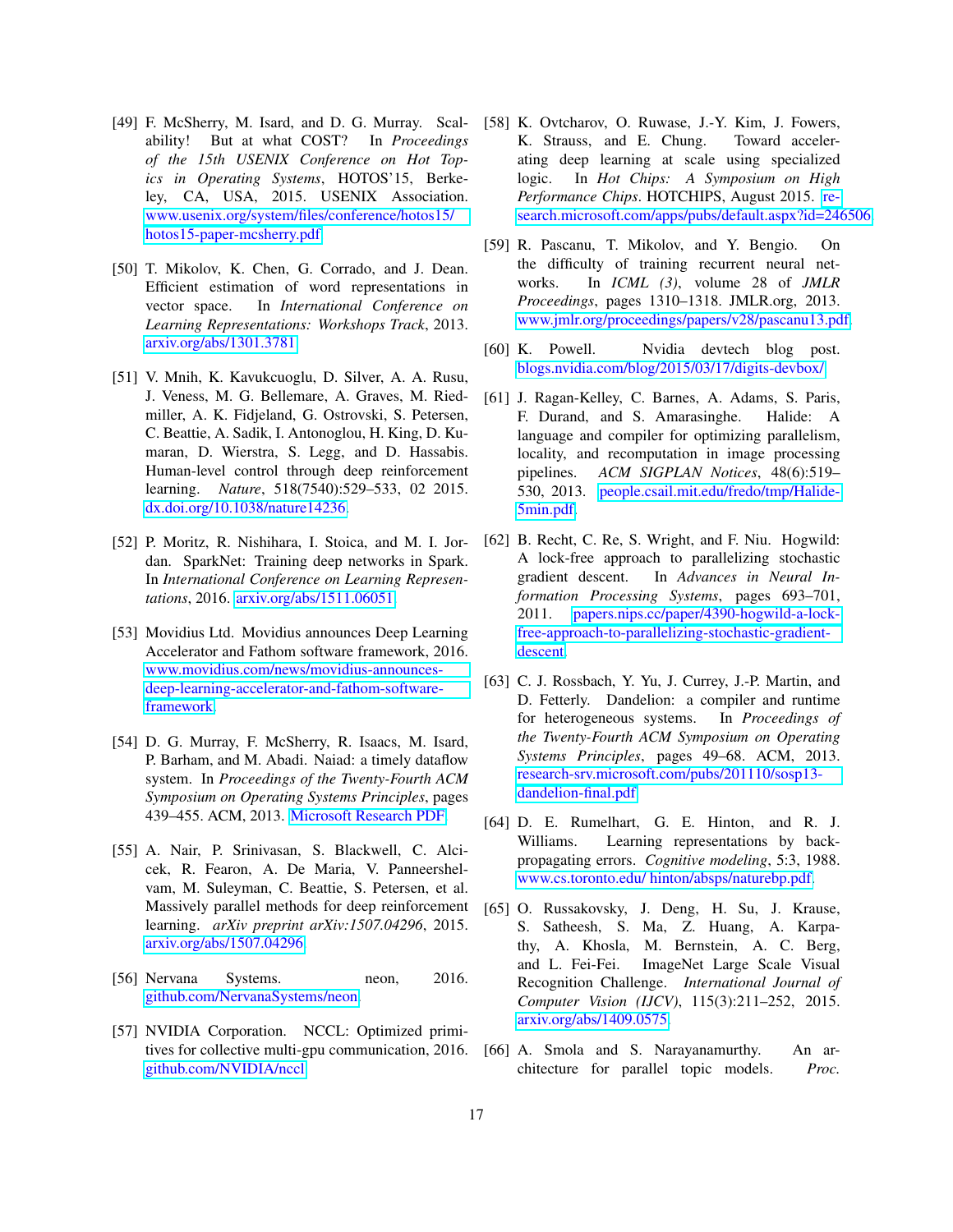[49] F. McSherry, M. Isard, and D. G. Murray. Scalability! But at what COST? In *Proceedings of the 15th USENIX Conference on Hot Topics in Operating Systems*, HOTOS'15, Berkeley, CA, USA, 2015. USENIX Association. www.usenix.org/system/files/conference/hotos15/hotos15-paper-mcsherry.pdf.

[50] T. Mikolov, K. Chen, G. Corrado, and J. Dean. Efficient estimation of word representations in vector space. In *International Conference on Learning Representations: Workshops Track*, 2013. arxiv.org/abs/1301.3781.

[51] V. Mnih, K. Kavukcuoglu, D. Silver, A. A. Rusu, J. Veness, M. G. Bellemare, A. Graves, M. Riedmiller, A. K. Fidjeland, G. Ostrovski, S. Petersen, C. Beattie, A. Sadik, I. Antonoglou, H. King, D. Kumaran, D. Wierstra, S. Legg, and D. Hassabis. Human-level control through deep reinforcement learning. *Nature*, 518(7540):529–533, 02 2015. dx.doi.org/10.1038/nature14236.

[52] P. Moritz, R. Nishihara, I. Stoica, and M. I. Jordan. SparkNet: Training deep networks in Spark. In *International Conference on Learning Representations*, 2016. arxiv.org/abs/1511.06051.

[53] Movidius Ltd. Movidius announces Deep Learning Accelerator and Fathom software framework, 2016. www.movidius.com/news/movidius-announces-deep-learning-accelerator-and-fathom-software-framework.

[54] D. G. Murray, F. McSherry, R. Isaacs, M. Isard, P. Barham, and M. Abadi. Naiad: a timely dataflow system. In *Proceedings of the Twenty-Fourth ACM Symposium on Operating Systems Principles*, pages 439–455. ACM, 2013. Microsoft Research PDF.

[55] A. Nair, P. Srinivasan, S. Blackwell, C. Alcicek, R. Fearon, A. De Maria, V. Panneershelvam, M. Suleyman, C. Beattie, S. Petersen, et al. Massively parallel methods for deep reinforcement learning. *arXiv preprint arXiv:1507.04296*, 2015. arxiv.org/abs/1507.04296.

[56] Nervana Systems. neon, 2016. github.com/NervanaSystems/neon.

[57] NVIDIA Corporation. NCCL: Optimized primitives for collective multi-gpu communication, 2016. github.com/NVIDIA/nccl.

[58] K. Ovtcharov, O. Ruwase, J.-Y. Kim, J. Fowers, K. Strauss, and E. Chung. Toward accelerating deep learning at scale using specialized logic. In *Hot Chips: A Symposium on High Performance Chips*. HOTCHIPS, August 2015. research.microsoft.com/apps/pubs/default.aspx?id=246506.

[59] R. Pascanu, T. Mikolov, and Y. Bengio. On the difficulty of training recurrent neural networks. In *ICML (3)*, volume 28 of *JMLR Proceedings*, pages 1310–1318. JMLR.org, 2013. www.jmlr.org/proceedings/papers/v28/pascanu13.pdf.

[60] K. Powell. Nvidia devtech blog post. blogs.nvidia.com/blog/2015/03/17/digits-devbox/.

[61] J. Ragan-Kelley, C. Barnes, A. Adams, S. Paris, F. Durand, and S. Amarasinghe. Halide: A language and compiler for optimizing parallelism, locality, and recomputation in image processing pipelines. *ACM SIGPLAN Notices*, 48(6):519–530, 2013. people.csail.mit.edu/fredo/tmp/Halide-5min.pdf.

[62] B. Recht, C. Re, S. Wright, and F. Niu. Hogwild: A lock-free approach to parallelizing stochastic gradient descent. In *Advances in Neural Information Processing Systems*, pages 693–701, 2011. papers.nips.cc/paper/4390-hogwild-a-lock-free-approach-to-parallelizing-stochastic-gradient-descent.

[63] C. J. Rossbach, Y. Yu, J. Currey, J.-P. Martin, and D. Fetterly. Dandelion: a compiler and runtime for heterogeneous systems. In *Proceedings of the Twenty-Fourth ACM Symposium on Operating Systems Principles*, pages 49–68. ACM, 2013. research-srv.microsoft.com/pubs/201110/sosp13-dandelion-final.pdf.

[64] D. E. Rumelhart, G. E. Hinton, and R. J. Williams. Learning representations by back-propagating errors. *Cognitive modeling*, 5:3, 1988. www.cs.toronto.edu/ hinton/absps/naturebp.pdf.

[65] O. Russakovsky, J. Deng, H. Su, J. Krause, S. Satheesh, S. Ma, Z. Huang, A. Karpathy, A. Khosla, M. Bernstein, A. C. Berg, and L. Fei-Fei. ImageNet Large Scale Visual Recognition Challenge. *International Journal of Computer Vision (IJCV)*, 115(3):211–252, 2015. arxiv.org/abs/1409.0575.

[66] A. Smola and S. Narayanamurthy. An architecture for parallel topic models. *Proc.*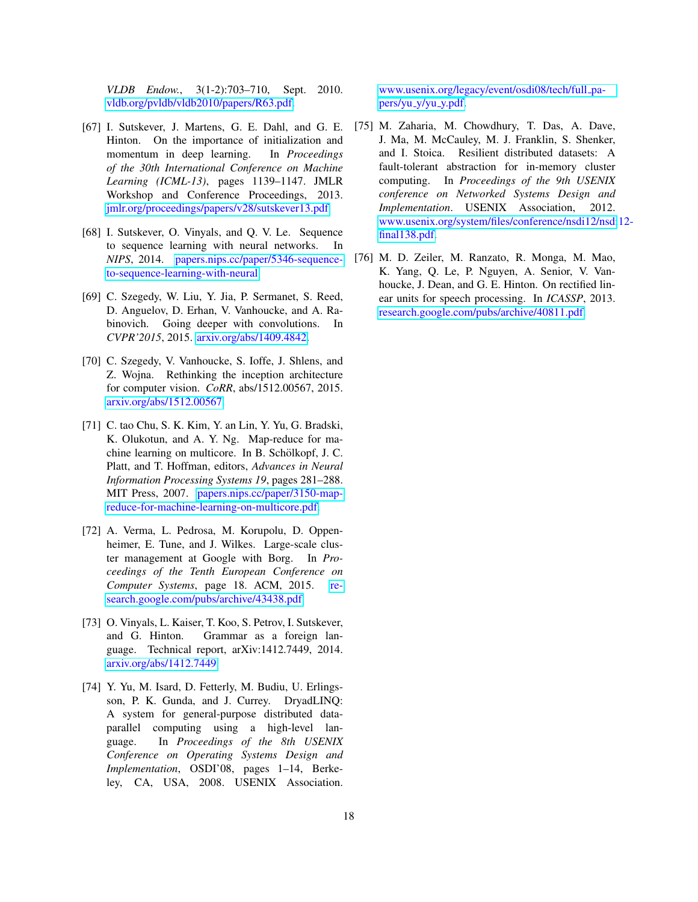*VLDB Endow.*, 3(1-2):703–710, Sept. 2010. vldb.org/pvldb/vldb2010/papers/R63.pdf.

[67] I. Sutskever, J. Martens, G. E. Dahl, and G. E. Hinton. On the importance of initialization and momentum in deep learning. In *Proceedings of the 30th International Conference on Machine Learning (ICML-13)*, pages 1139–1147. JMLR Workshop and Conference Proceedings, 2013. jmlr.org/proceedings/papers/v28/sutskever13.pdf.

[68] I. Sutskever, O. Vinyals, and Q. V. Le. Sequence to sequence learning with neural networks. In *NIPS*, 2014. papers.nips.cc/paper/5346-sequence-to-sequence-learning-with-neural.

[69] C. Szegedy, W. Liu, Y. Jia, P. Sermanet, S. Reed, D. Anguelov, D. Erhan, V. Vanhoucke, and A. Rabinovich. Going deeper with convolutions. In *CVPR'2015*, 2015. arxiv.org/abs/1409.4842.

[70] C. Szegedy, V. Vanhoucke, S. Ioffe, J. Shlens, and Z. Wojna. Rethinking the inception architecture for computer vision. *CoRR*, abs/1512.00567, 2015. arxiv.org/abs/1512.00567.

[71] C. tao Chu, S. K. Kim, Y. an Lin, Y. Yu, G. Bradski, K. Olukotun, and A. Y. Ng. Map-reduce for machine learning on multicore. In B. Schölkopf, J. C. Platt, and T. Hoffman, editors, *Advances in Neural Information Processing Systems 19*, pages 281–288. MIT Press, 2007. papers.nips.cc/paper/3150-map-reduce-for-machine-learning-on-multicore.pdf.

[72] A. Verma, L. Pedrosa, M. Korupolu, D. Oppenheimer, E. Tune, and J. Wilkes. Large-scale cluster management at Google with Borg. In *Proceedings of the Tenth European Conference on Computer Systems*, page 18. ACM, 2015. research.google.com/pubs/archive/43438.pdf.

[73] O. Vinyals, L. Kaiser, T. Koo, S. Petrov, I. Sutskever, and G. Hinton. Grammar as a foreign language. Technical report, arXiv:1412.7449, 2014. arxiv.org/abs/1412.7449.

[74] Y. Yu, M. Isard, D. Fetterly, M. Budiu, U. Erlingsson, P. K. Gunda, and J. Currey. DryadLINQ: A system for general-purpose distributed data-parallel computing using a high-level language. In *Proceedings of the 8th USENIX Conference on Operating Systems Design and Implementation*, OSDI'08, pages 1–14, Berkeley, CA, USA, 2008. USENIX Association. www.usenix.org/legacy/event/osdi08/tech/full_papers/yu_y/yu_y.pdf.

[75] M. Zaharia, M. Chowdhury, T. Das, A. Dave, J. Ma, M. McCauley, M. J. Franklin, S. Shenker, and I. Stoica. Resilient distributed datasets: A fault-tolerant abstraction for in-memory cluster computing. In *Proceedings of the 9th USENIX conference on Networked Systems Design and Implementation*. USENIX Association, 2012. www.usenix.org/system/files/conference/nsdi12/nsdi12-final138.pdf.

[76] M. D. Zeiler, M. Ranzato, R. Monga, M. Mao, K. Yang, Q. Le, P. Nguyen, A. Senior, V. Vanhoucke, J. Dean, and G. E. Hinton. On rectified linear units for speech processing. In *ICASSP*, 2013. research.google.com/pubs/archive/40811.pdf.